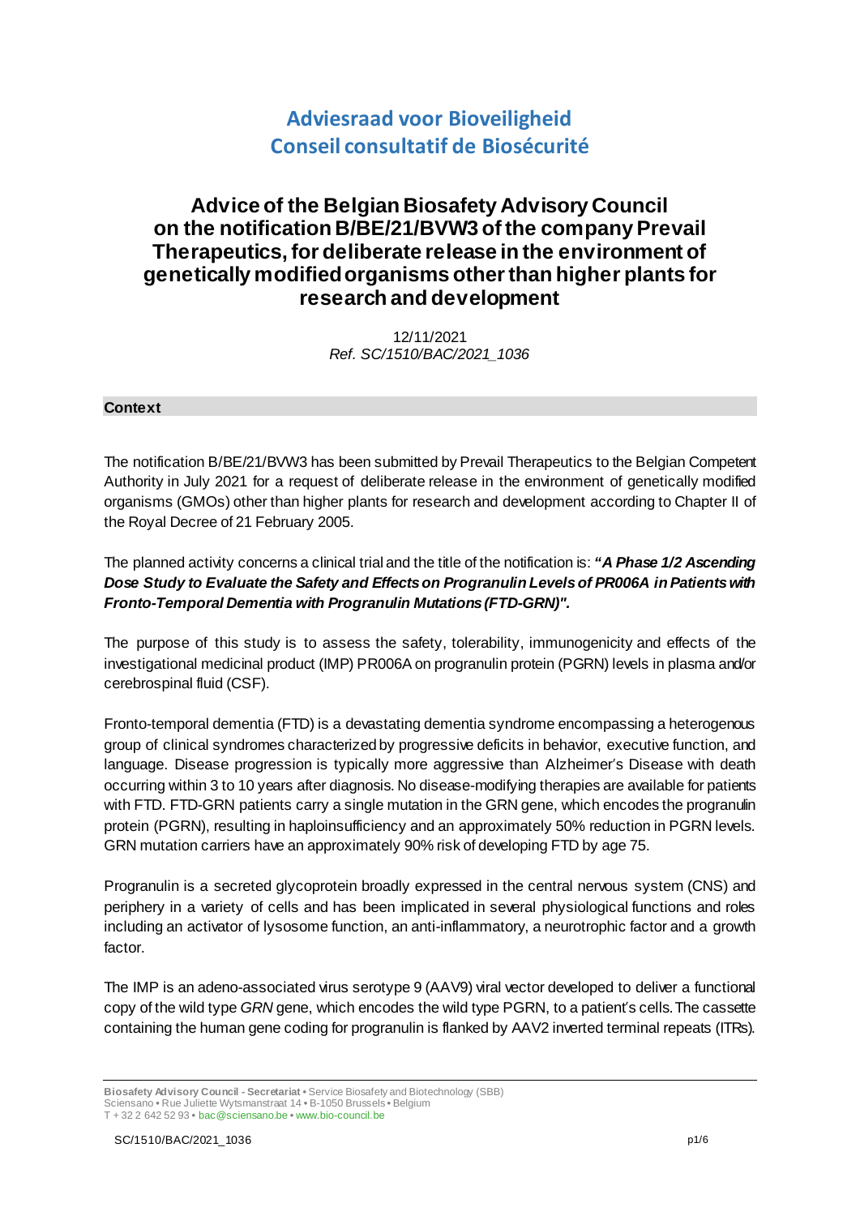# Adviesraad voor Bioveiligheid
# Conseil consultatif de Biosécurité

## Advice of the Belgian Biosafety Advisory Council on the notification B/BE/21/BVW3 of the company Prevail Therapeutics, for deliberate release in the environment of genetically modified organisms other than higher plants for research and development

12/11/2021
*Ref. SC/1510/BAC/2021_1036*

### Context

The notification B/BE/21/BVW3 has been submitted by Prevail Therapeutics to the Belgian Competent Authority in July 2021 for a request of deliberate release in the environment of genetically modified organisms (GMOs) other than higher plants for research and development according to Chapter II of the Royal Decree of 21 February 2005.

The planned activity concerns a clinical trial and the title of the notification is: ***"A Phase 1/2 Ascending Dose Study to Evaluate the Safety and Effects on Progranulin Levels of PR006A in Patients with Fronto-Temporal Dementia with Progranulin Mutations (FTD-GRN)".***

The purpose of this study is to assess the safety, tolerability, immunogenicity and effects of the investigational medicinal product (IMP) PR006A on progranulin protein (PGRN) levels in plasma and/or cerebrospinal fluid (CSF).

Fronto-temporal dementia (FTD) is a devastating dementia syndrome encompassing a heterogenous group of clinical syndromes characterized by progressive deficits in behavior, executive function, and language. Disease progression is typically more aggressive than Alzheimer's Disease with death occurring within 3 to 10 years after diagnosis. No disease-modifying therapies are available for patients with FTD. FTD-GRN patients carry a single mutation in the GRN gene, which encodes the progranulin protein (PGRN), resulting in haploinsufficiency and an approximately 50% reduction in PGRN levels. GRN mutation carriers have an approximately 90% risk of developing FTD by age 75.

Progranulin is a secreted glycoprotein broadly expressed in the central nervous system (CNS) and periphery in a variety of cells and has been implicated in several physiological functions and roles including an activator of lysosome function, an anti-inflammatory, a neurotrophic factor and a growth factor.

The IMP is an adeno-associated virus serotype 9 (AAV9) viral vector developed to deliver a functional copy of the wild type *GRN* gene, which encodes the wild type PGRN, to a patient's cells. The cassette containing the human gene coding for progranulin is flanked by AAV2 inverted terminal repeats (ITRs).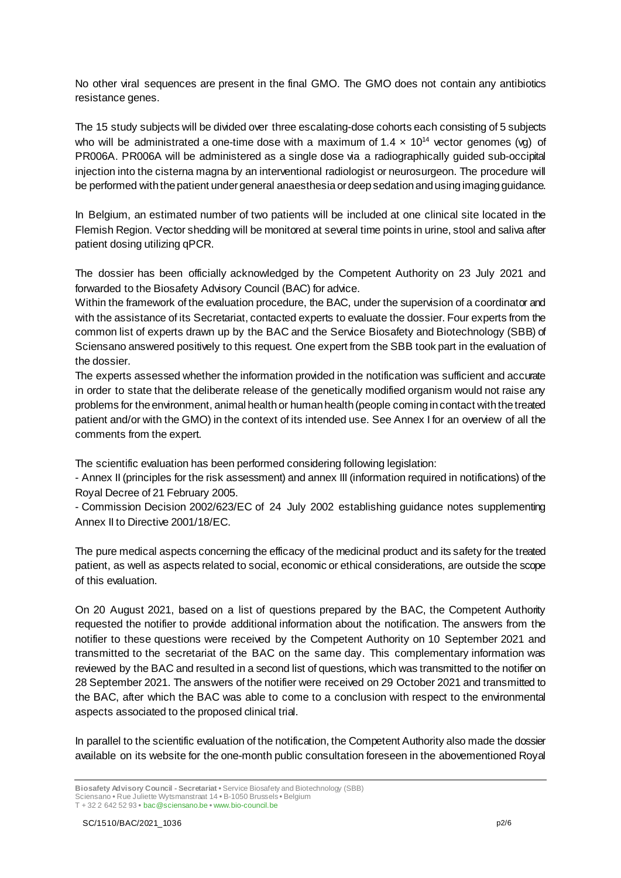No other viral sequences are present in the final GMO. The GMO does not contain any antibiotics resistance genes.

The 15 study subjects will be divided over three escalating-dose cohorts each consisting of 5 subjects who will be administrated a one-time dose with a maximum of $1.4 \times 10^{14}$ vector genomes (vg) of PR006A. PR006A will be administered as a single dose via a radiographically guided sub-occipital injection into the cisterna magna by an interventional radiologist or neurosurgeon. The procedure will be performed with the patient under general anaesthesia or deep sedation and using imaging guidance.

In Belgium, an estimated number of two patients will be included at one clinical site located in the Flemish Region. Vector shedding will be monitored at several time points in urine, stool and saliva after patient dosing utilizing qPCR.

The dossier has been officially acknowledged by the Competent Authority on 23 July 2021 and forwarded to the Biosafety Advisory Council (BAC) for advice.

Within the framework of the evaluation procedure, the BAC, under the supervision of a coordinator and with the assistance of its Secretariat, contacted experts to evaluate the dossier. Four experts from the common list of experts drawn up by the BAC and the Service Biosafety and Biotechnology (SBB) of Sciensano answered positively to this request. One expert from the SBB took part in the evaluation of the dossier.

The experts assessed whether the information provided in the notification was sufficient and accurate in order to state that the deliberate release of the genetically modified organism would not raise any problems for the environment, animal health or human health (people coming in contact with the treated patient and/or with the GMO) in the context of its intended use. See Annex I for an overview of all the comments from the expert.

The scientific evaluation has been performed considering following legislation:

- Annex II (principles for the risk assessment) and annex III (information required in notifications) of the Royal Decree of 21 February 2005.
- Commission Decision 2002/623/EC of 24 July 2002 establishing guidance notes supplementing Annex II to Directive 2001/18/EC.

The pure medical aspects concerning the efficacy of the medicinal product and its safety for the treated patient, as well as aspects related to social, economic or ethical considerations, are outside the scope of this evaluation.

On 20 August 2021, based on a list of questions prepared by the BAC, the Competent Authority requested the notifier to provide additional information about the notification. The answers from the notifier to these questions were received by the Competent Authority on 10 September 2021 and transmitted to the secretariat of the BAC on the same day. This complementary information was reviewed by the BAC and resulted in a second list of questions, which was transmitted to the notifier on 28 September 2021. The answers of the notifier were received on 29 October 2021 and transmitted to the BAC, after which the BAC was able to come to a conclusion with respect to the environmental aspects associated to the proposed clinical trial.

In parallel to the scientific evaluation of the notification, the Competent Authority also made the dossier available on its website for the one-month public consultation foreseen in the abovementioned Royal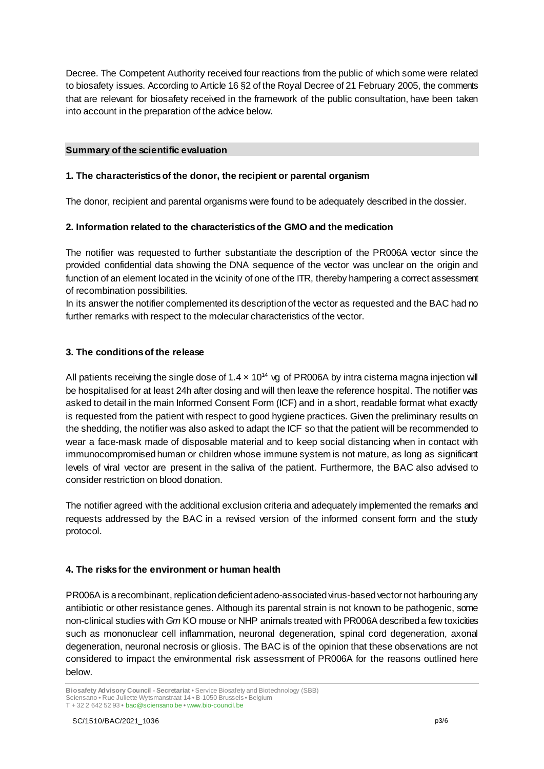Decree. The Competent Authority received four reactions from the public of which some were related to biosafety issues. According to Article 16 §2 of the Royal Decree of 21 February 2005, the comments that are relevant for biosafety received in the framework of the public consultation, have been taken into account in the preparation of the advice below.

## Summary of the scientific evaluation

### 1. The characteristics of the donor, the recipient or parental organism

The donor, recipient and parental organisms were found to be adequately described in the dossier.

### 2. Information related to the characteristics of the GMO and the medication

The notifier was requested to further substantiate the description of the PR006A vector since the provided confidential data showing the DNA sequence of the vector was unclear on the origin and function of an element located in the vicinity of one of the ITR, thereby hampering a correct assessment of recombination possibilities.

In its answer the notifier complemented its description of the vector as requested and the BAC had no further remarks with respect to the molecular characteristics of the vector.

### 3. The conditions of the release

All patients receiving the single dose of $1.4 \times 10^{14}$ vg of PR006A by intra cisterna magna injection will be hospitalised for at least 24h after dosing and will then leave the reference hospital. The notifier was asked to detail in the main Informed Consent Form (ICF) and in a short, readable format what exactly is requested from the patient with respect to good hygiene practices. Given the preliminary results on the shedding, the notifier was also asked to adapt the ICF so that the patient will be recommended to wear a face-mask made of disposable material and to keep social distancing when in contact with immunocompromised human or children whose immune system is not mature, as long as significant levels of viral vector are present in the saliva of the patient. Furthermore, the BAC also advised to consider restriction on blood donation.

The notifier agreed with the additional exclusion criteria and adequately implemented the remarks and requests addressed by the BAC in a revised version of the informed consent form and the study protocol.

### 4. The risks for the environment or human health

PR006A is a recombinant, replication deficient adeno-associated virus-based vector not harbouring any antibiotic or other resistance genes. Although its parental strain is not known to be pathogenic, some non-clinical studies with *Grn* KO mouse or NHP animals treated with PR006A described a few toxicities such as mononuclear cell inflammation, neuronal degeneration, spinal cord degeneration, axonal degeneration, neuronal necrosis or gliosis. The BAC is of the opinion that these observations are not considered to impact the environmental risk assessment of PR006A for the reasons outlined here below.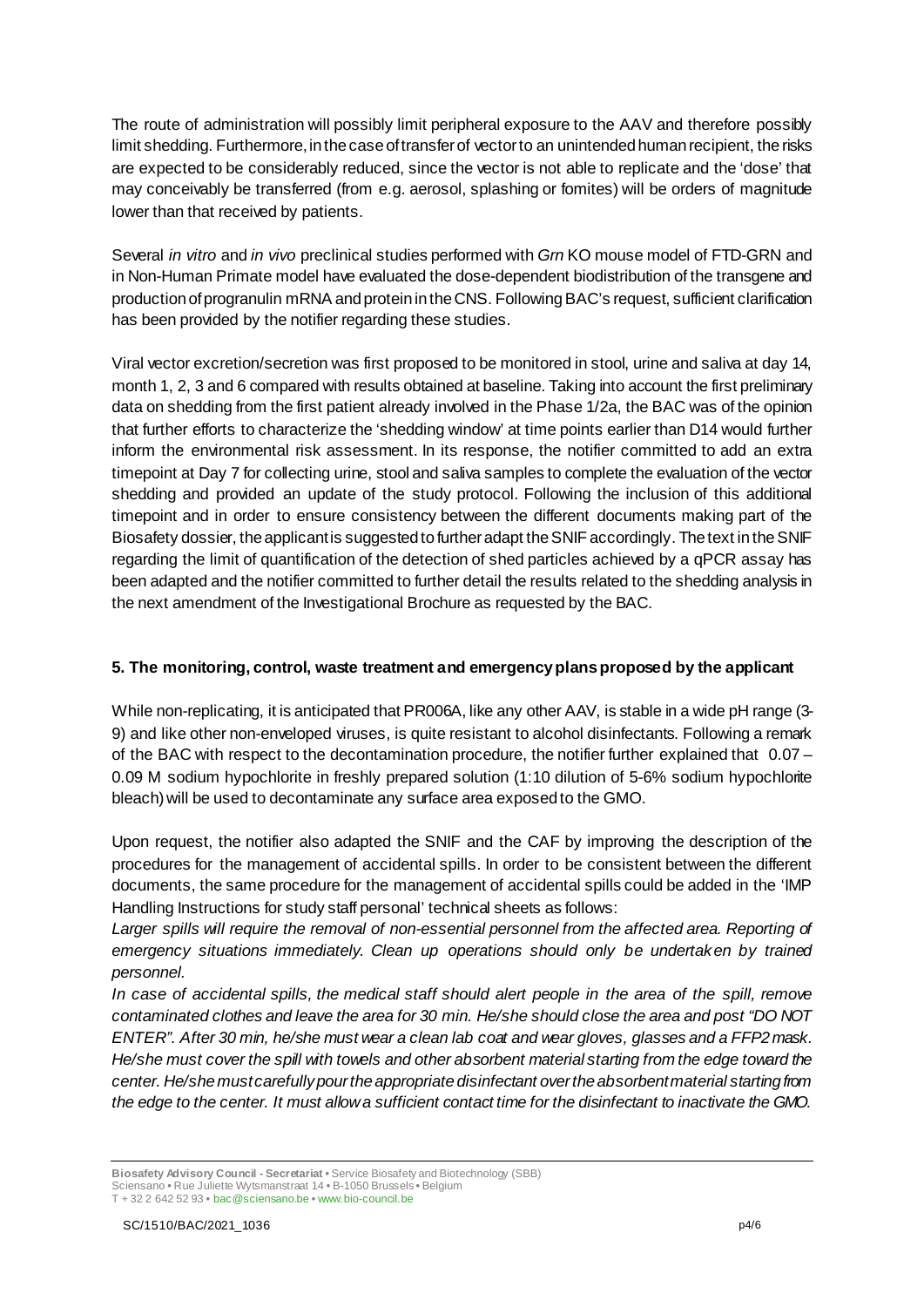The route of administration will possibly limit peripheral exposure to the AAV and therefore possibly limit shedding. Furthermore, in the case of transfer of vector to an unintended human recipient, the risks are expected to be considerably reduced, since the vector is not able to replicate and the 'dose' that may conceivably be transferred (from e.g. aerosol, splashing or fomites) will be orders of magnitude lower than that received by patients.

Several *in vitro* and *in vivo* preclinical studies performed with *Grn* KO mouse model of FTD-GRN and in Non-Human Primate model have evaluated the dose-dependent biodistribution of the transgene and production of progranulin mRNA and protein in the CNS. Following BAC's request, sufficient clarification has been provided by the notifier regarding these studies.

Viral vector excretion/secretion was first proposed to be monitored in stool, urine and saliva at day 14, month 1, 2, 3 and 6 compared with results obtained at baseline. Taking into account the first preliminary data on shedding from the first patient already involved in the Phase 1/2a, the BAC was of the opinion that further efforts to characterize the 'shedding window' at time points earlier than D14 would further inform the environmental risk assessment. In its response, the notifier committed to add an extra timepoint at Day 7 for collecting urine, stool and saliva samples to complete the evaluation of the vector shedding and provided an update of the study protocol. Following the inclusion of this additional timepoint and in order to ensure consistency between the different documents making part of the Biosafety dossier, the applicant is suggested to further adapt the SNIF accordingly. The text in the SNIF regarding the limit of quantification of the detection of shed particles achieved by a qPCR assay has been adapted and the notifier committed to further detail the results related to the shedding analysis in the next amendment of the Investigational Brochure as requested by the BAC.

## 5. The monitoring, control, waste treatment and emergency plans proposed by the applicant

While non-replicating, it is anticipated that PR006A, like any other AAV, is stable in a wide pH range (3-9) and like other non-enveloped viruses, is quite resistant to alcohol disinfectants. Following a remark of the BAC with respect to the decontamination procedure, the notifier further explained that 0.07 – 0.09 M sodium hypochlorite in freshly prepared solution (1:10 dilution of 5-6% sodium hypochlorite bleach) will be used to decontaminate any surface area exposed to the GMO.

Upon request, the notifier also adapted the SNIF and the CAF by improving the description of the procedures for the management of accidental spills. In order to be consistent between the different documents, the same procedure for the management of accidental spills could be added in the 'IMP Handling Instructions for study staff personal' technical sheets as follows:

*Larger spills will require the removal of non-essential personnel from the affected area. Reporting of emergency situations immediately. Clean up operations should only be undertaken by trained personnel.*

*In case of accidental spills, the medical staff should alert people in the area of the spill, remove contaminated clothes and leave the area for 30 min. He/she should close the area and post "DO NOT ENTER". After 30 min, he/she must wear a clean lab coat and wear gloves, glasses and a FFP2 mask. He/she must cover the spill with towels and other absorbent material starting from the edge toward the center. He/she must carefully pour the appropriate disinfectant over the absorbent material starting from the edge to the center. It must allow a sufficient contact time for the disinfectant to inactivate the GMO.*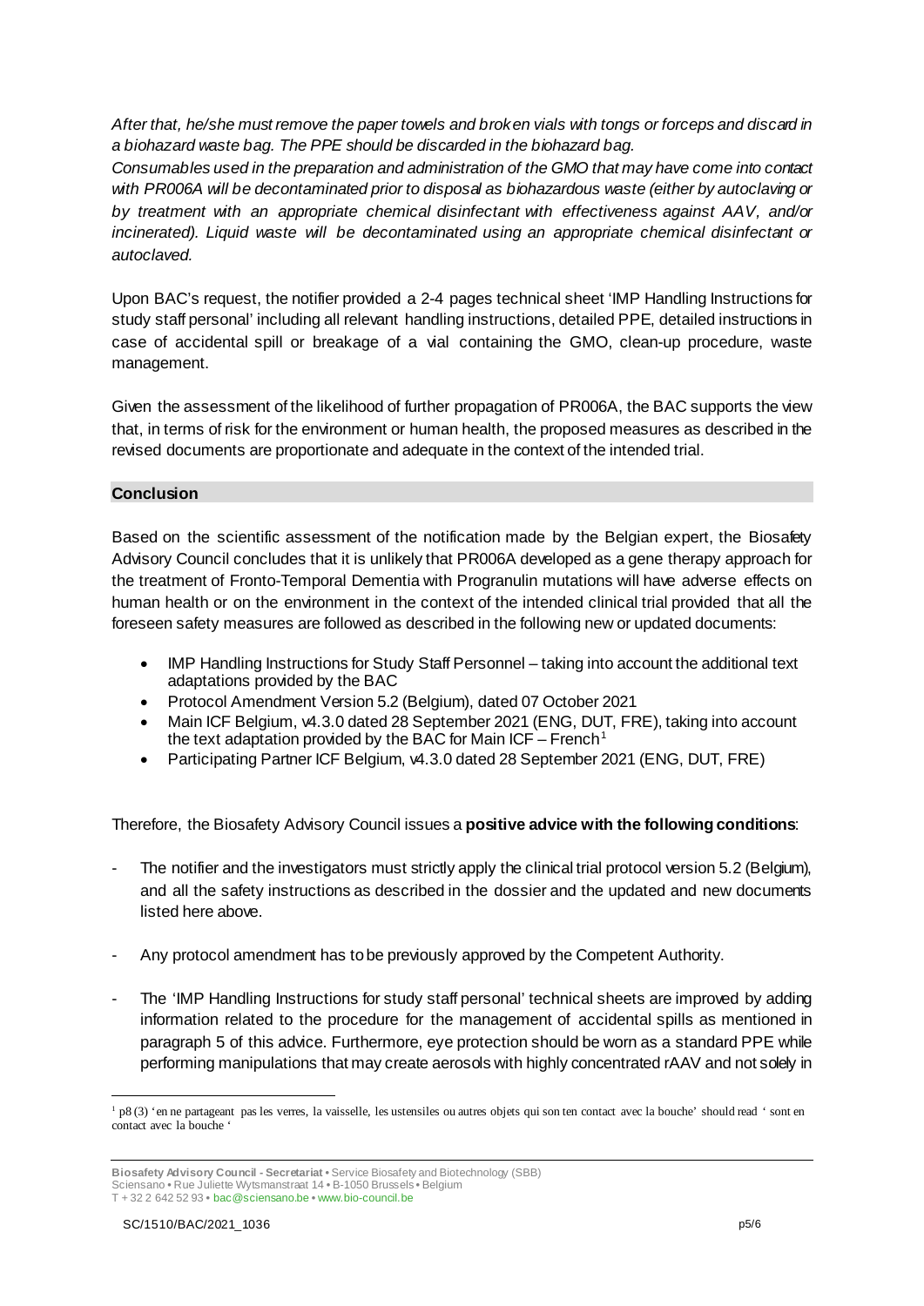*After that, he/she must remove the paper towels and broken vials with tongs or forceps and discard in a biohazard waste bag. The PPE should be discarded in the biohazard bag.*

*Consumables used in the preparation and administration of the GMO that may have come into contact with PR006A will be decontaminated prior to disposal as biohazardous waste (either by autoclaving or by treatment with an appropriate chemical disinfectant with effectiveness against AAV, and/or incinerated). Liquid waste will be decontaminated using an appropriate chemical disinfectant or autoclaved.*

Upon BAC's request, the notifier provided a 2-4 pages technical sheet 'IMP Handling Instructions for study staff personal' including all relevant handling instructions, detailed PPE, detailed instructions in case of accidental spill or breakage of a vial containing the GMO, clean-up procedure, waste management.

Given the assessment of the likelihood of further propagation of PR006A, the BAC supports the view that, in terms of risk for the environment or human health, the proposed measures as described in the revised documents are proportionate and adequate in the context of the intended trial.

## Conclusion

Based on the scientific assessment of the notification made by the Belgian expert, the Biosafety Advisory Council concludes that it is unlikely that PR006A developed as a gene therapy approach for the treatment of Fronto-Temporal Dementia with Progranulin mutations will have adverse effects on human health or on the environment in the context of the intended clinical trial provided that all the foreseen safety measures are followed as described in the following new or updated documents:

- IMP Handling Instructions for Study Staff Personnel – taking into account the additional text adaptations provided by the BAC
- Protocol Amendment Version 5.2 (Belgium), dated 07 October 2021
- Main ICF Belgium, v4.3.0 dated 28 September 2021 (ENG, DUT, FRE), taking into account the text adaptation provided by the BAC for Main ICF – French[1]
- Participating Partner ICF Belgium, v4.3.0 dated 28 September 2021 (ENG, DUT, FRE)

Therefore, the Biosafety Advisory Council issues a **positive advice with the following conditions**:

- The notifier and the investigators must strictly apply the clinical trial protocol version 5.2 (Belgium), and all the safety instructions as described in the dossier and the updated and new documents listed here above.
- Any protocol amendment has to be previously approved by the Competent Authority.
- The 'IMP Handling Instructions for study staff personal' technical sheets are improved by adding information related to the procedure for the management of accidental spills as mentioned in paragraph 5 of this advice. Furthermore, eye protection should be worn as a standard PPE while performing manipulations that may create aerosols with highly concentrated rAAV and not solely in

[1] p8 (3) 'en ne partageant pas les verres, la vaisselle, les ustensiles ou autres objets qui son ten contact avec la bouche' should read ' sont en contact avec la bouche '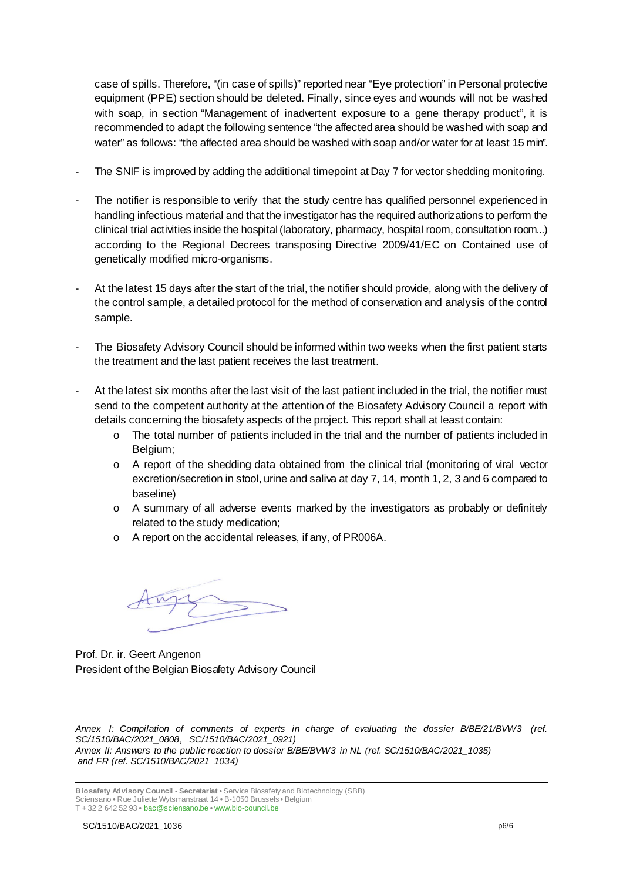case of spills. Therefore, "(in case of spills)" reported near "Eye protection" in Personal protective equipment (PPE) section should be deleted. Finally, since eyes and wounds will not be washed with soap, in section "Management of inadvertent exposure to a gene therapy product", it is recommended to adapt the following sentence "the affected area should be washed with soap and water" as follows: "the affected area should be washed with soap and/or water for at least 15 min".

- The SNIF is improved by adding the additional timepoint at Day 7 for vector shedding monitoring.

- The notifier is responsible to verify that the study centre has qualified personnel experienced in handling infectious material and that the investigator has the required authorizations to perform the clinical trial activities inside the hospital (laboratory, pharmacy, hospital room, consultation room...) according to the Regional Decrees transposing Directive 2009/41/EC on Contained use of genetically modified micro-organisms.

- At the latest 15 days after the start of the trial, the notifier should provide, along with the delivery of the control sample, a detailed protocol for the method of conservation and analysis of the control sample.

- The Biosafety Advisory Council should be informed within two weeks when the first patient starts the treatment and the last patient receives the last treatment.

- At the latest six months after the last visit of the last patient included in the trial, the notifier must send to the competent authority at the attention of the Biosafety Advisory Council a report with details concerning the biosafety aspects of the project. This report shall at least contain:
    - The total number of patients included in the trial and the number of patients included in Belgium;
    - A report of the shedding data obtained from the clinical trial (monitoring of viral vector excretion/secretion in stool, urine and saliva at day 7, 14, month 1, 2, 3 and 6 compared to baseline)
    - A summary of all adverse events marked by the investigators as probably or definitely related to the study medication;
    - A report on the accidental releases, if any, of PR006A.

Prof. Dr. ir. Geert Angenon
President of the Belgian Biosafety Advisory Council

*Annex I: Compilation of comments of experts in charge of evaluating the dossier B/BE/21/BVW3 (ref. SC/1510/BAC/2021_0808, SC/1510/BAC/2021_0921)*
*Annex II: Answers to the public reaction to dossier B/BE/BVW3 in NL (ref. SC/1510/BAC/2021_1035) and FR (ref. SC/1510/BAC/2021_1034)*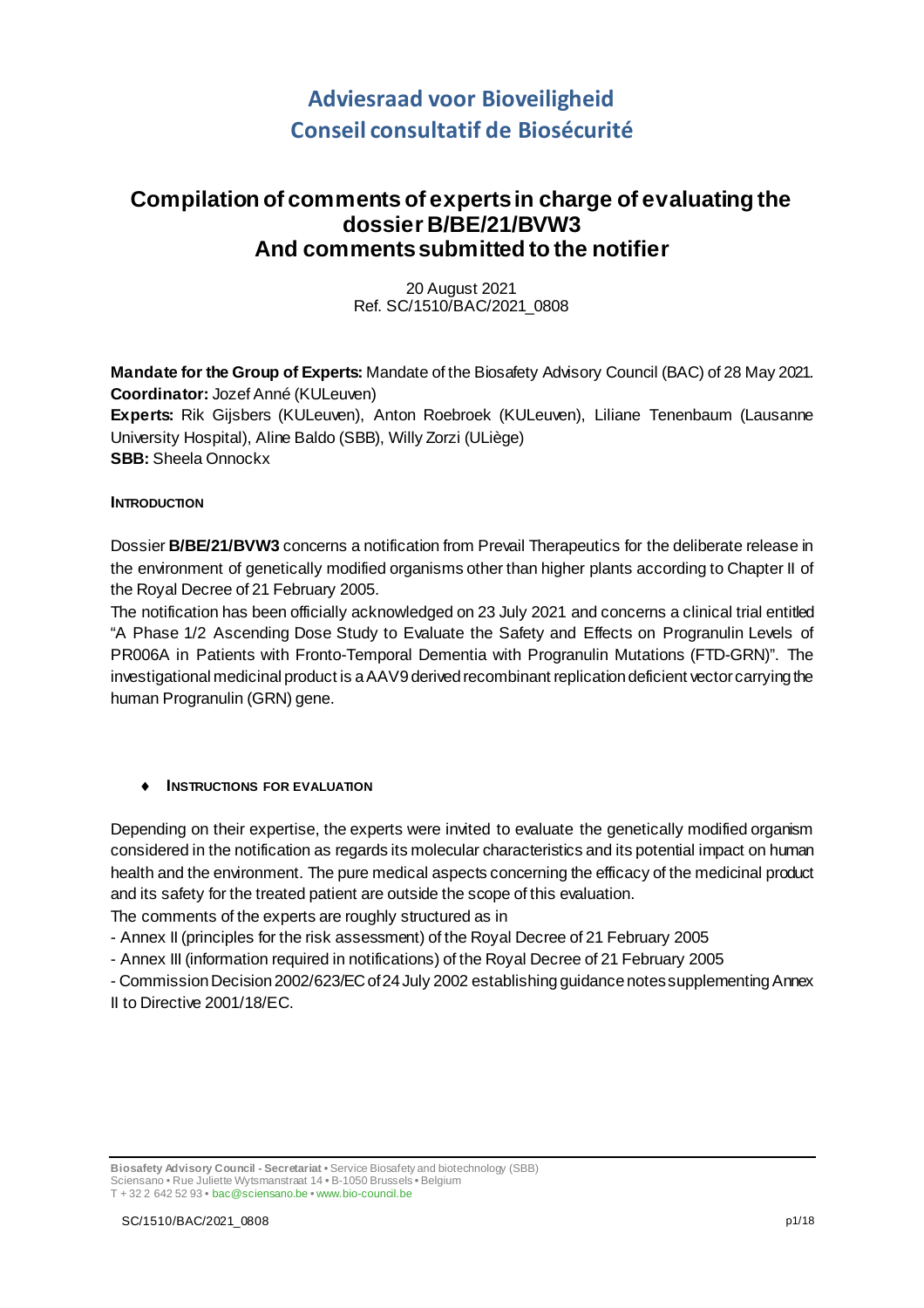# Adviesraad voor Bioveiligheid
# Conseil consultatif de Biosécurité

## Compilation of comments of experts in charge of evaluating the dossier B/BE/21/BVW3 And comments submitted to the notifier

20 August 2021
Ref. SC/1510/BAC/2021_0808

**Mandate for the Group of Experts:** Mandate of the Biosafety Advisory Council (BAC) of 28 May 2021.
**Coordinator:** Jozef Anné (KULeuven)
**Experts:** Rik Gijsbers (KULeuven), Anton Roebroek (KULeuven), Liliane Tenenbaum (Lausanne University Hospital), Aline Baldo (SBB), Willy Zorzi (ULiège)
**SBB:** Sheela Onnockx

### INTRODUCTION

Dossier **B/BE/21/BVW3** concerns a notification from Prevail Therapeutics for the deliberate release in the environment of genetically modified organisms other than higher plants according to Chapter II of the Royal Decree of 21 February 2005.
The notification has been officially acknowledged on 23 July 2021 and concerns a clinical trial entitled “A Phase 1/2 Ascending Dose Study to Evaluate the Safety and Effects on Progranulin Levels of PR006A in Patients with Fronto-Temporal Dementia with Progranulin Mutations (FTD-GRN)”. The investigational medicinal product is a AAV9 derived recombinant replication deficient vector carrying the human Progranulin (GRN) gene.

### ♦ INSTRUCTIONS FOR EVALUATION

Depending on their expertise, the experts were invited to evaluate the genetically modified organism considered in the notification as regards its molecular characteristics and its potential impact on human health and the environment. The pure medical aspects concerning the efficacy of the medicinal product and its safety for the treated patient are outside the scope of this evaluation.
The comments of the experts are roughly structured as in
- Annex II (principles for the risk assessment) of the Royal Decree of 21 February 2005
- Annex III (information required in notifications) of the Royal Decree of 21 February 2005
- Commission Decision 2002/623/EC of 24 July 2002 establishing guidance notes supplementing Annex II to Directive 2001/18/EC.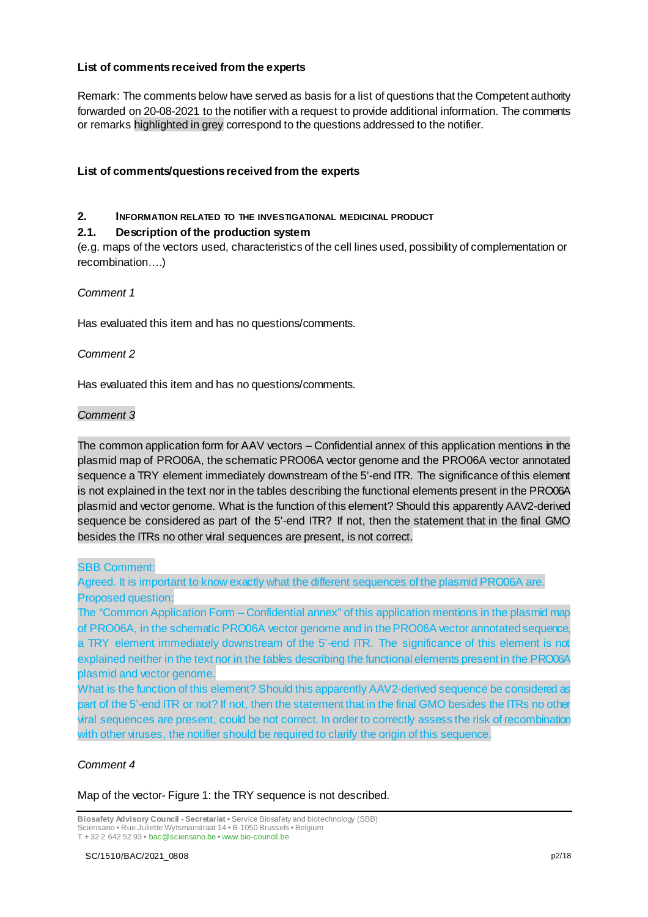**List of comments received from the experts**

Remark: The comments below have served as basis for a list of questions that the Competent authority forwarded on 20-08-2021 to the notifier with a request to provide additional information. The comments or remarks highlighted in grey correspond to the questions addressed to the notifier.

**List of comments/questions received from the experts**

## 2. INFORMATION RELATED TO THE INVESTIGATIONAL MEDICINAL PRODUCT

### 2.1. Description of the production system

(e.g. maps of the vectors used, characteristics of the cell lines used, possibility of complementation or recombination….)

*Comment 1*

Has evaluated this item and has no questions/comments.

*Comment 2*

Has evaluated this item and has no questions/comments.

*Comment 3*

The common application form for AAV vectors – Confidential annex of this application mentions in the plasmid map of PRO06A, the schematic PRO06A vector genome and the PRO06A vector annotated sequence a TRY element immediately downstream of the 5'-end ITR. The significance of this element is not explained in the text nor in the tables describing the functional elements present in the PRO06A plasmid and vector genome. What is the function of this element? Should this apparently AAV2-derived sequence be considered as part of the 5'-end ITR? If not, then the statement that in the final GMO besides the ITRs no other viral sequences are present, is not correct.

SBB Comment:

Agreed. It is important to know exactly what the different sequences of the plasmid PRO06A are.

Proposed question:

The "Common Application Form – Confidential annex" of this application mentions in the plasmid map of PRO06A, in the schematic PRO06A vector genome and in the PRO06A vector annotated sequence, a TRY element immediately downstream of the 5'-end ITR. The significance of this element is not explained neither in the text nor in the tables describing the functional elements present in the PRO06A plasmid and vector genome.

What is the function of this element? Should this apparently AAV2-derived sequence be considered as part of the 5'-end ITR or not? If not, then the statement that in the final GMO besides the ITRs no other viral sequences are present, could be not correct. In order to correctly assess the risk of recombination with other viruses, the notifier should be required to clarify the origin of this sequence.

*Comment 4*

Map of the vector- Figure 1: the TRY sequence is not described.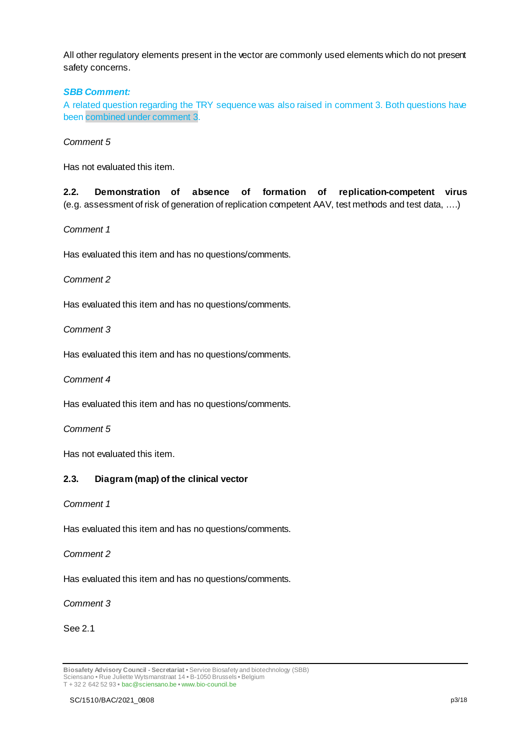All other regulatory elements present in the vector are commonly used elements which do not present safety concerns.

***SBB Comment:***

A related question regarding the TRY sequence was also raised in comment 3. Both questions have been combined under comment 3.

*Comment 5*

Has not evaluated this item.

**2.2. Demonstration of absence of formation of replication-competent virus** (e.g. assessment of risk of generation of replication competent AAV, test methods and test data, ….)

*Comment 1*

Has evaluated this item and has no questions/comments.

*Comment 2*

Has evaluated this item and has no questions/comments.

*Comment 3*

Has evaluated this item and has no questions/comments.

*Comment 4*

Has evaluated this item and has no questions/comments.

*Comment 5*

Has not evaluated this item.

**2.3. Diagram (map) of the clinical vector**

*Comment 1*

Has evaluated this item and has no questions/comments.

*Comment 2*

Has evaluated this item and has no questions/comments.

*Comment 3*

See 2.1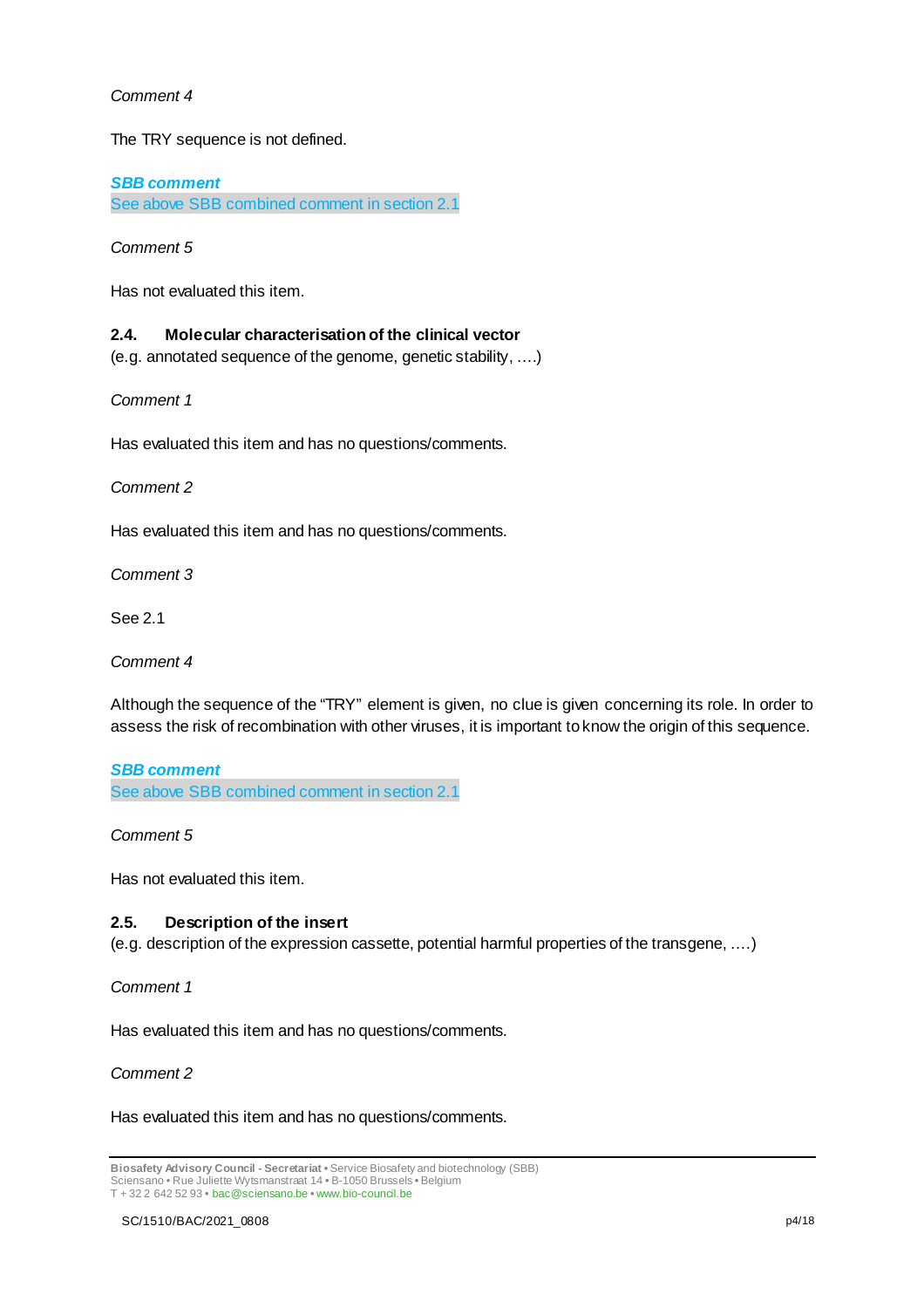*Comment 4*

The TRY sequence is not defined.

***SBB comment***

See above SBB combined comment in section 2.1

*Comment 5*

Has not evaluated this item.

### 2.4. Molecular characterisation of the clinical vector

(e.g. annotated sequence of the genome, genetic stability, ….)

*Comment 1*

Has evaluated this item and has no questions/comments.

*Comment 2*

Has evaluated this item and has no questions/comments.

*Comment 3*

See 2.1

*Comment 4*

Although the sequence of the "TRY" element is given, no clue is given concerning its role. In order to assess the risk of recombination with other viruses, it is important to know the origin of this sequence.

***SBB comment***

See above SBB combined comment in section 2.1

*Comment 5*

Has not evaluated this item.

### 2.5. Description of the insert

(e.g. description of the expression cassette, potential harmful properties of the transgene, ….)

*Comment 1*

Has evaluated this item and has no questions/comments.

*Comment 2*

Has evaluated this item and has no questions/comments.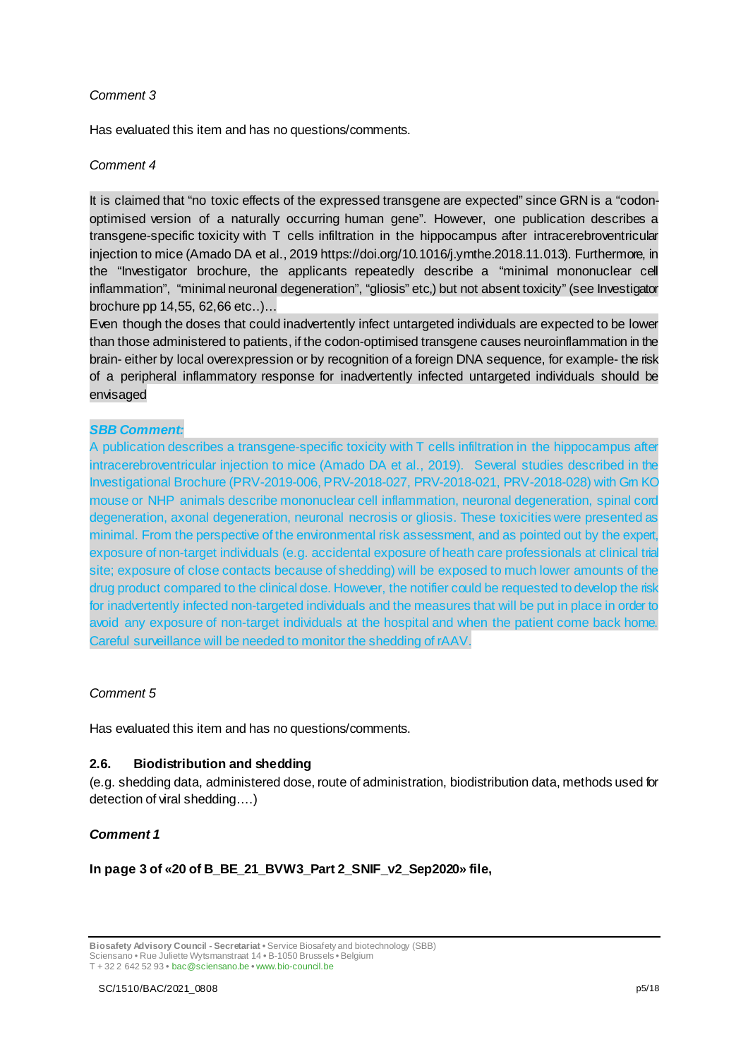*Comment 3*

Has evaluated this item and has no questions/comments.

*Comment 4*

It is claimed that "no toxic effects of the expressed transgene are expected" since GRN is a "codon-optimised version of a naturally occurring human gene". However, one publication describes a transgene-specific toxicity with T cells infiltration in the hippocampus after intracerebroventricular injection to mice (Amado DA et al., 2019 https://doi.org/10.1016/j.ymthe.2018.11.013). Furthermore, in the "Investigator brochure, the applicants repeatedly describe a "minimal mononuclear cell inflammation", "minimal neuronal degeneration", "gliosis" etc,) but not absent toxicity" (see Investigator brochure pp 14,55, 62,66 etc..)…

Even though the doses that could inadvertently infect untargeted individuals are expected to be lower than those administered to patients, if the codon-optimised transgene causes neuroinflammation in the brain- either by local overexpression or by recognition of a foreign DNA sequence, for example- the risk of a peripheral inflammatory response for inadvertently infected untargeted individuals should be envisaged

***SBB Comment:***

A publication describes a transgene-specific toxicity with T cells infiltration in the hippocampus after intracerebroventricular injection to mice (Amado DA et al., 2019). Several studies described in the Investigational Brochure (PRV-2019-006, PRV-2018-027, PRV-2018-021, PRV-2018-028) with Grn KO mouse or NHP animals describe mononuclear cell inflammation, neuronal degeneration, spinal cord degeneration, axonal degeneration, neuronal necrosis or gliosis. These toxicities were presented as minimal. From the perspective of the environmental risk assessment, and as pointed out by the expert, exposure of non-target individuals (e.g. accidental exposure of heath care professionals at clinical trial site; exposure of close contacts because of shedding) will be exposed to much lower amounts of the drug product compared to the clinical dose. However, the notifier could be requested to develop the risk for inadvertently infected non-targeted individuals and the measures that will be put in place in order to avoid any exposure of non-target individuals at the hospital and when the patient come back home. Careful surveillance will be needed to monitor the shedding of rAAV.

*Comment 5*

Has evaluated this item and has no questions/comments.

### 2.6. Biodistribution and shedding

(e.g. shedding data, administered dose, route of administration, biodistribution data, methods used for detection of viral shedding….)

***Comment 1***

**In page 3 of «20 of B_BE_21_BVW3_Part 2_SNIF_v2_Sep2020» file,**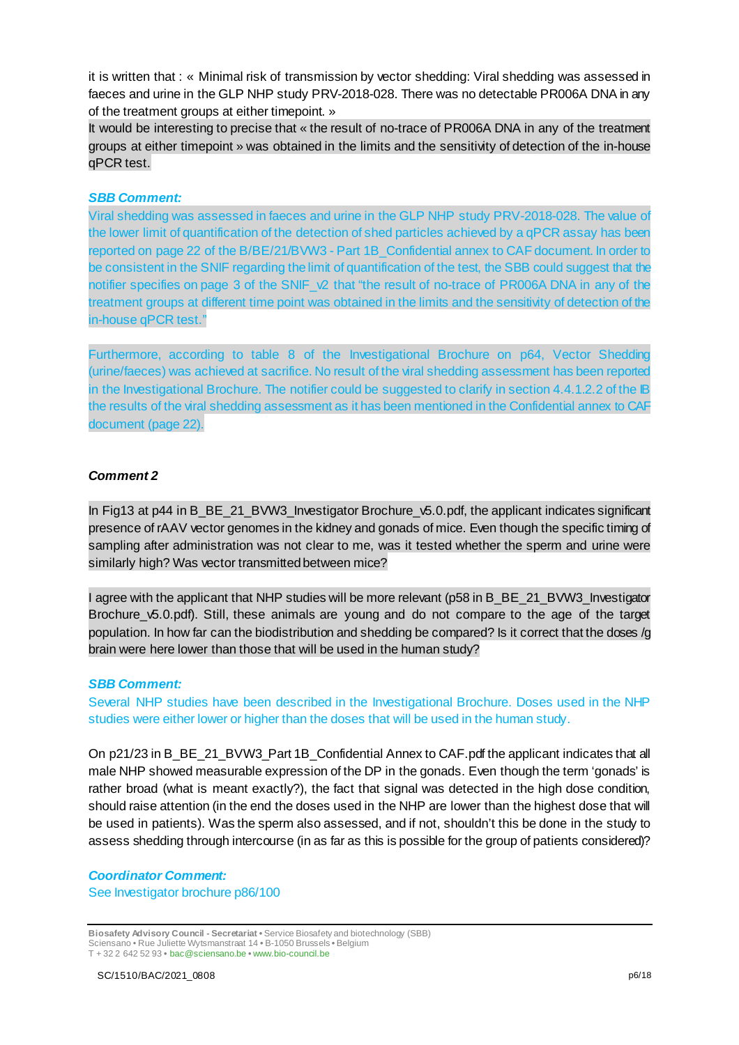it is written that : « Minimal risk of transmission by vector shedding: Viral shedding was assessed in faeces and urine in the GLP NHP study PRV-2018-028. There was no detectable PR006A DNA in any of the treatment groups at either timepoint. »

It would be interesting to precise that « the result of no-trace of PR006A DNA in any of the treatment groups at either timepoint » was obtained in the limits and the sensitivity of detection of the in-house qPCR test.

***SBB Comment:***

Viral shedding was assessed in faeces and urine in the GLP NHP study PRV-2018-028. The value of the lower limit of quantification of the detection of shed particles achieved by a qPCR assay has been reported on page 22 of the B/BE/21/BVW3 - Part 1B_Confidential annex to CAF document. In order to be consistent in the SNIF regarding the limit of quantification of the test, the SBB could suggest that the notifier specifies on page 3 of the SNIF_v2 that "the result of no-trace of PR006A DNA in any of the treatment groups at different time point was obtained in the limits and the sensitivity of detection of the in-house qPCR test."

Furthermore, according to table 8 of the Investigational Brochure on p64, Vector Shedding (urine/faeces) was achieved at sacrifice. No result of the viral shedding assessment has been reported in the Investigational Brochure. The notifier could be suggested to clarify in section 4.4.1.2.2 of the IB the results of the viral shedding assessment as it has been mentioned in the Confidential annex to CAF document (page 22).

***Comment 2***

In Fig13 at p44 in B_BE_21_BVW3_Investigator Brochure_v5.0.pdf, the applicant indicates significant presence of rAAV vector genomes in the kidney and gonads of mice. Even though the specific timing of sampling after administration was not clear to me, was it tested whether the sperm and urine were similarly high? Was vector transmitted between mice?

I agree with the applicant that NHP studies will be more relevant (p58 in B_BE_21_BVW3_Investigator Brochure_v5.0.pdf). Still, these animals are young and do not compare to the age of the target population. In how far can the biodistribution and shedding be compared? Is it correct that the doses /g brain were here lower than those that will be used in the human study?

***SBB Comment:***

Several NHP studies have been described in the Investigational Brochure. Doses used in the NHP studies were either lower or higher than the doses that will be used in the human study.

On p21/23 in B_BE_21_BVW3_Part 1B_Confidential Annex to CAF.pdf the applicant indicates that all male NHP showed measurable expression of the DP in the gonads. Even though the term 'gonads' is rather broad (what is meant exactly?), the fact that signal was detected in the high dose condition, should raise attention (in the end the doses used in the NHP are lower than the highest dose that will be used in patients). Was the sperm also assessed, and if not, shouldn't this be done in the study to assess shedding through intercourse (in as far as this is possible for the group of patients considered)?

***Coordinator Comment:***

See Investigator brochure p86/100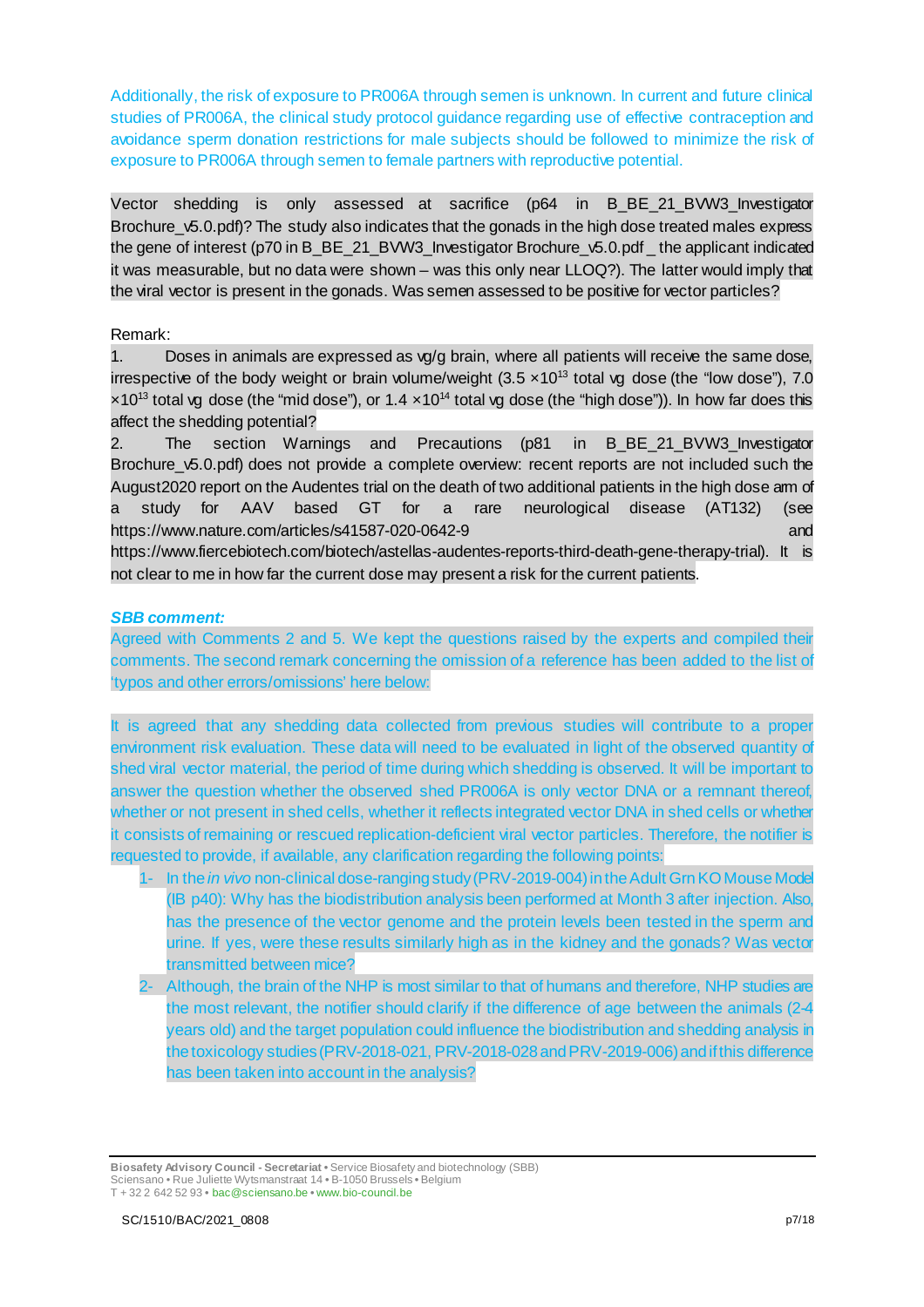Additionally, the risk of exposure to PR006A through semen is unknown. In current and future clinical studies of PR006A, the clinical study protocol guidance regarding use of effective contraception and avoidance sperm donation restrictions for male subjects should be followed to minimize the risk of exposure to PR006A through semen to female partners with reproductive potential.

Vector shedding is only assessed at sacrifice (p64 in B_BE_21_BVW3_Investigator Brochure_v5.0.pdf)? The study also indicates that the gonads in the high dose treated males express the gene of interest (p70 in B_BE_21_BVW3_Investigator Brochure_v5.0.pdf _ the applicant indicated it was measurable, but no data were shown – was this only near LLOQ?). The latter would imply that the viral vector is present in the gonads. Was semen assessed to be positive for vector particles?

Remark:

1. Doses in animals are expressed as vg/g brain, where all patients will receive the same dose, irrespective of the body weight or brain volume/weight ($3.5 \times 10^{13}$ total vg dose (the "low dose"), $7.0 \times 10^{13}$ total vg dose (the "mid dose"), or $1.4 \times 10^{14}$ total vg dose (the "high dose")). In how far does this affect the shedding potential?
2. The section Warnings and Precautions (p81 in B_BE_21_BVW3_Investigator Brochure_v5.0.pdf) does not provide a complete overview: recent reports are not included such the August2020 report on the Audentes trial on the death of two additional patients in the high dose arm of a study for AAV based GT for a rare neurological disease (AT132) (see https://www.nature.com/articles/s41587-020-0642-9 and https://www.fiercebiotech.com/biotech/astellas-audentes-reports-third-death-gene-therapy-trial). It is not clear to me in how far the current dose may present a risk for the current patients.

***SBB comment:***

Agreed with Comments 2 and 5. We kept the questions raised by the experts and compiled their comments. The second remark concerning the omission of a reference has been added to the list of 'typos and other errors/omissions' here below:

It is agreed that any shedding data collected from previous studies will contribute to a proper environment risk evaluation. These data will need to be evaluated in light of the observed quantity of shed viral vector material, the period of time during which shedding is observed. It will be important to answer the question whether the observed shed PR006A is only vector DNA or a remnant thereof, whether or not present in shed cells, whether it reflects integrated vector DNA in shed cells or whether it consists of remaining or rescued replication-deficient viral vector particles. Therefore, the notifier is requested to provide, if available, any clarification regarding the following points:

1- In the *in vivo* non-clinical dose-ranging study (PRV-2019-004) in the Adult Grn KO Mouse Model (IB p40): Why has the biodistribution analysis been performed at Month 3 after injection. Also, has the presence of the vector genome and the protein levels been tested in the sperm and urine. If yes, were these results similarly high as in the kidney and the gonads? Was vector transmitted between mice?

2- Although, the brain of the NHP is most similar to that of humans and therefore, NHP studies are the most relevant, the notifier should clarify if the difference of age between the animals (2-4 years old) and the target population could influence the biodistribution and shedding analysis in the toxicology studies (PRV-2018-021, PRV-2018-028 and PRV-2019-006) and if this difference has been taken into account in the analysis?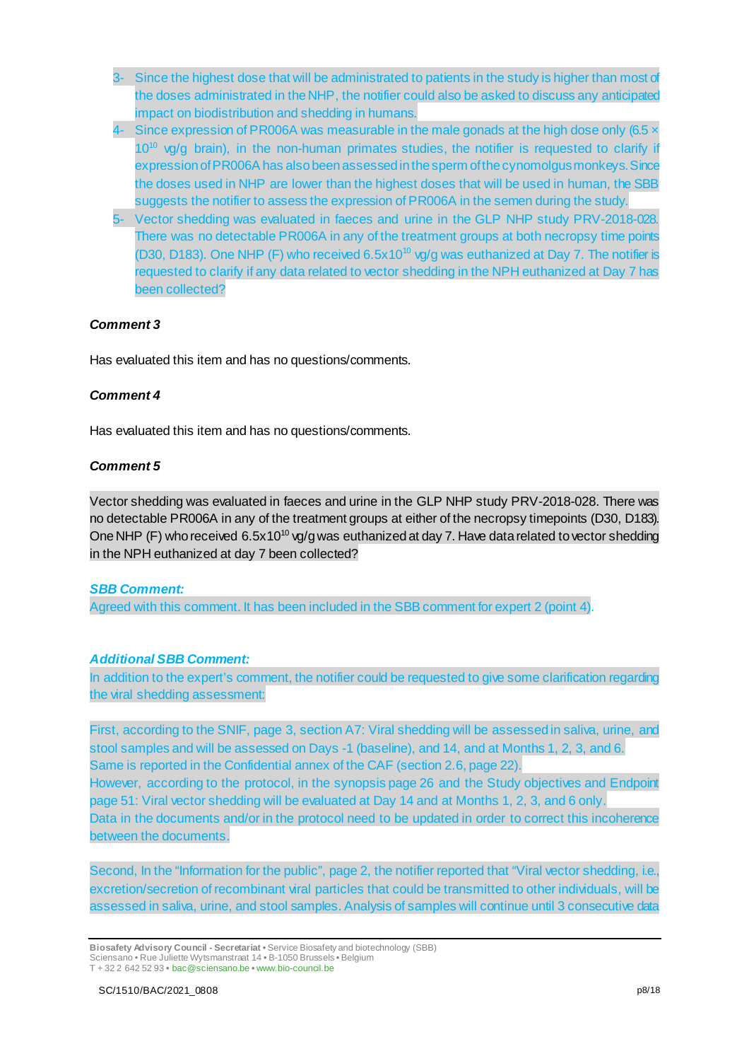3- Since the highest dose that will be administrated to patients in the study is higher than most of the doses administrated in the NHP, the notifier could also be asked to discuss any anticipated impact on biodistribution and shedding in humans.
4- Since expression of PR006A was measurable in the male gonads at the high dose only (6.5 × $10^{10}$ vg/g brain), in the non-human primates studies, the notifier is requested to clarify if expression of PR006A has also been assessed in the sperm of the cynomolgus monkeys. Since the doses used in NHP are lower than the highest doses that will be used in human, the SBB suggests the notifier to assess the expression of PR006A in the semen during the study.
5- Vector shedding was evaluated in faeces and urine in the GLP NHP study PRV-2018-028. There was no detectable PR006A in any of the treatment groups at both necropsy time points (D30, D183). One NHP (F) who received $6.5 \times 10^{10}$ vg/g was euthanized at Day 7. The notifier is requested to clarify if any data related to vector shedding in the NPH euthanized at Day 7 has been collected?

***Comment 3***

Has evaluated this item and has no questions/comments.

***Comment 4***

Has evaluated this item and has no questions/comments.

***Comment 5***

Vector shedding was evaluated in faeces and urine in the GLP NHP study PRV-2018-028. There was no detectable PR006A in any of the treatment groups at either of the necropsy timepoints (D30, D183). One NHP (F) who received $6.5 \times 10^{10}$ vg/g was euthanized at day 7. Have data related to vector shedding in the NPH euthanized at day 7 been collected?

***SBB Comment:***

Agreed with this comment. It has been included in the SBB comment for expert 2 (point 4).

***Additional SBB Comment:***

In addition to the expert's comment, the notifier could be requested to give some clarification regarding the viral shedding assessment:

First, according to the SNIF, page 3, section A7: Viral shedding will be assessed in saliva, urine, and stool samples and will be assessed on Days -1 (baseline), and 14, and at Months 1, 2, 3, and 6. Same is reported in the Confidential annex of the CAF (section 2.6, page 22).
However, according to the protocol, in the synopsis page 26 and the Study objectives and Endpoint page 51: Viral vector shedding will be evaluated at Day 14 and at Months 1, 2, 3, and 6 only.
Data in the documents and/or in the protocol need to be updated in order to correct this incoherence between the documents.

Second, In the "Information for the public", page 2, the notifier reported that "Viral vector shedding, i.e., excretion/secretion of recombinant viral particles that could be transmitted to other individuals, will be assessed in saliva, urine, and stool samples. Analysis of samples will continue until 3 consecutive data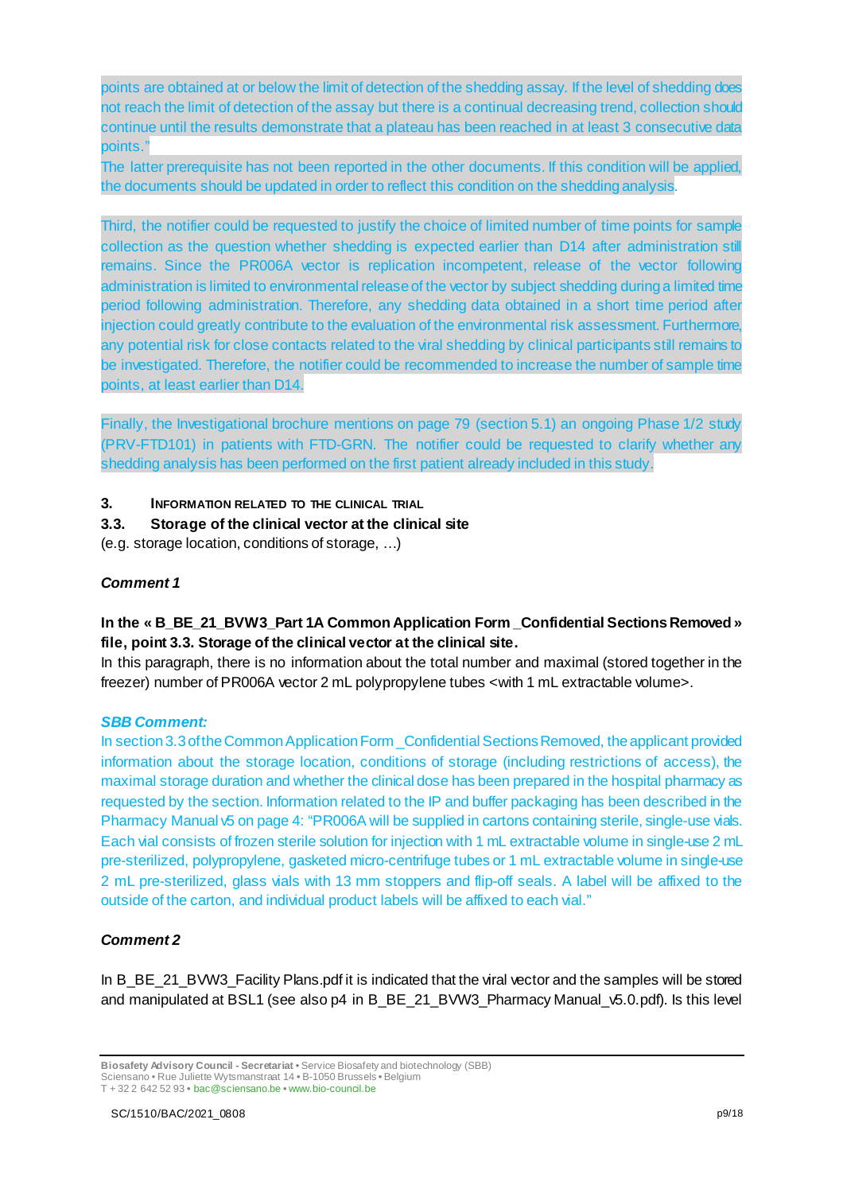points are obtained at or below the limit of detection of the shedding assay. If the level of shedding does not reach the limit of detection of the assay but there is a continual decreasing trend, collection should continue until the results demonstrate that a plateau has been reached in at least 3 consecutive data points."

The latter prerequisite has not been reported in the other documents. If this condition will be applied, the documents should be updated in order to reflect this condition on the shedding analysis.

Third, the notifier could be requested to justify the choice of limited number of time points for sample collection as the question whether shedding is expected earlier than D14 after administration still remains. Since the PR006A vector is replication incompetent, release of the vector following administration is limited to environmental release of the vector by subject shedding during a limited time period following administration. Therefore, any shedding data obtained in a short time period after injection could greatly contribute to the evaluation of the environmental risk assessment. Furthermore, any potential risk for close contacts related to the viral shedding by clinical participants still remains to be investigated. Therefore, the notifier could be recommended to increase the number of sample time points, at least earlier than D14.

Finally, the Investigational brochure mentions on page 79 (section 5.1) an ongoing Phase 1/2 study (PRV-FTD101) in patients with FTD-GRN. The notifier could be requested to clarify whether any shedding analysis has been performed on the first patient already included in this study.

## 3. Information related to the clinical trial

### 3.3. Storage of the clinical vector at the clinical site

(e.g. storage location, conditions of storage, …)

***Comment 1***

**In the « B_BE_21_BVW3_Part 1A Common Application Form _Confidential Sections Removed » file, point 3.3. Storage of the clinical vector at the clinical site.**

In this paragraph, there is no information about the total number and maximal (stored together in the freezer) number of PR006A vector 2 mL polypropylene tubes <with 1 mL extractable volume>.

***SBB Comment:***

In section 3.3 of the Common Application Form _Confidential Sections Removed, the applicant provided information about the storage location, conditions of storage (including restrictions of access), the maximal storage duration and whether the clinical dose has been prepared in the hospital pharmacy as requested by the section. Information related to the IP and buffer packaging has been described in the Pharmacy Manual v5 on page 4: "PR006A will be supplied in cartons containing sterile, single-use vials. Each vial consists of frozen sterile solution for injection with 1 mL extractable volume in single-use 2 mL pre-sterilized, polypropylene, gasketed micro-centrifuge tubes or 1 mL extractable volume in single-use 2 mL pre-sterilized, glass vials with 13 mm stoppers and flip-off seals. A label will be affixed to the outside of the carton, and individual product labels will be affixed to each vial."

***Comment 2***

In B_BE_21_BVW3_Facility Plans.pdf it is indicated that the viral vector and the samples will be stored and manipulated at BSL1 (see also p4 in B_BE_21_BVW3_Pharmacy Manual_v5.0.pdf). Is this level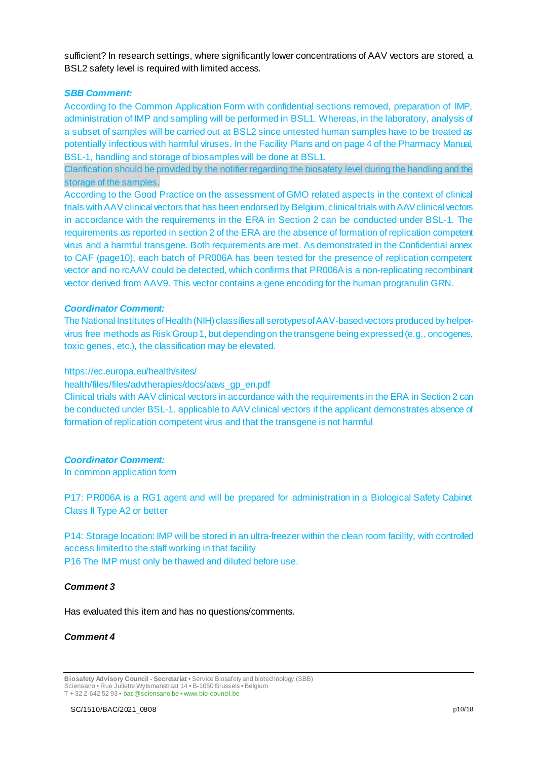sufficient? In research settings, where significantly lower concentrations of AAV vectors are stored, a BSL2 safety level is required with limited access.

***SBB Comment:***

According to the Common Application Form with confidential sections removed, preparation of IMP, administration of IMP and sampling will be performed in BSL1. Whereas, in the laboratory, analysis of a subset of samples will be carried out at BSL2 since untested human samples have to be treated as potentially infectious with harmful viruses. In the Facility Plans and on page 4 of the Pharmacy Manual, BSL-1, handling and storage of biosamples will be done at BSL1.

Clarification should be provided by the notifier regarding the biosafety level during the handling and the storage of the samples.

According to the Good Practice on the assessment of GMO related aspects in the context of clinical trials with AAV clinical vectors that has been endorsed by Belgium, clinical trials with AAV clinical vectors in accordance with the requirements in the ERA in Section 2 can be conducted under BSL-1. The requirements as reported in section 2 of the ERA are the absence of formation of replication competent virus and a harmful transgene. Both requirements are met. As demonstrated in the Confidential annex to CAF (page10), each batch of PR006A has been tested for the presence of replication competent vector and no rcAAV could be detected, which confirms that PR006A is a non-replicating recombinant vector derived from AAV9. This vector contains a gene encoding for the human progranulin GRN.

***Coordinator Comment:***

The National Institutes of Health (NIH) classifies all serotypes of AAV-based vectors produced by helper-virus free methods as Risk Group 1, but depending on the transgene being expressed (e.g., oncogenes, toxic genes, etc.), the classification may be elevated.

https://ec.europa.eu/health/sites/
health/files/files/advtherapies/docs/aavs_gp_en.pdf

Clinical trials with AAV clinical vectors in accordance with the requirements in the ERA in Section 2 can be conducted under BSL-1. applicable to AAV clinical vectors if the applicant demonstrates absence of formation of replication competent virus and that the transgene is not harmful

***Coordinator Comment:***

In common application form

P17: PR006A is a RG1 agent and will be prepared for administration in a Biological Safety Cabinet Class II Type A2 or better

P14: Storage location: IMP will be stored in an ultra-freezer within the clean room facility, with controlled access limited to the staff working in that facility

P16 The IMP must only be thawed and diluted before use.

***Comment 3***

Has evaluated this item and has no questions/comments.

***Comment 4***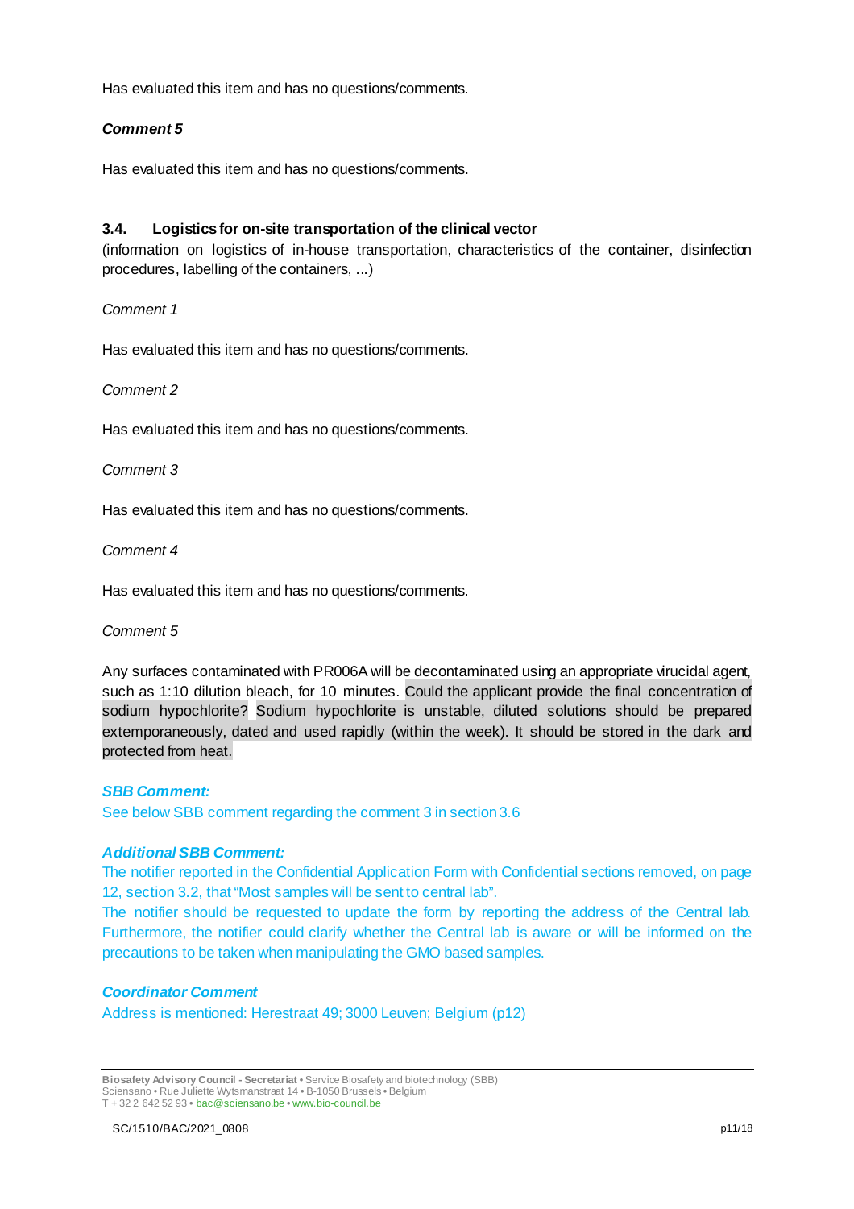Has evaluated this item and has no questions/comments.

***Comment 5***

Has evaluated this item and has no questions/comments.

### 3.4. Logistics for on-site transportation of the clinical vector

(information on logistics of in-house transportation, characteristics of the container, disinfection procedures, labelling of the containers, ...)

*Comment 1*

Has evaluated this item and has no questions/comments.

*Comment 2*

Has evaluated this item and has no questions/comments.

*Comment 3*

Has evaluated this item and has no questions/comments.

*Comment 4*

Has evaluated this item and has no questions/comments.

*Comment 5*

Any surfaces contaminated with PR006A will be decontaminated using an appropriate virucidal agent, such as 1:10 dilution bleach, for 10 minutes. Could the applicant provide the final concentration of sodium hypochlorite? Sodium hypochlorite is unstable, diluted solutions should be prepared extemporaneously, dated and used rapidly (within the week). It should be stored in the dark and protected from heat.

***SBB Comment:***

See below SBB comment regarding the comment 3 in section 3.6

***Additional SBB Comment:***

The notifier reported in the Confidential Application Form with Confidential sections removed, on page 12, section 3.2, that "Most samples will be sent to central lab".

The notifier should be requested to update the form by reporting the address of the Central lab. Furthermore, the notifier could clarify whether the Central lab is aware or will be informed on the precautions to be taken when manipulating the GMO based samples.

***Coordinator Comment***

Address is mentioned: Herestraat 49; 3000 Leuven; Belgium (p12)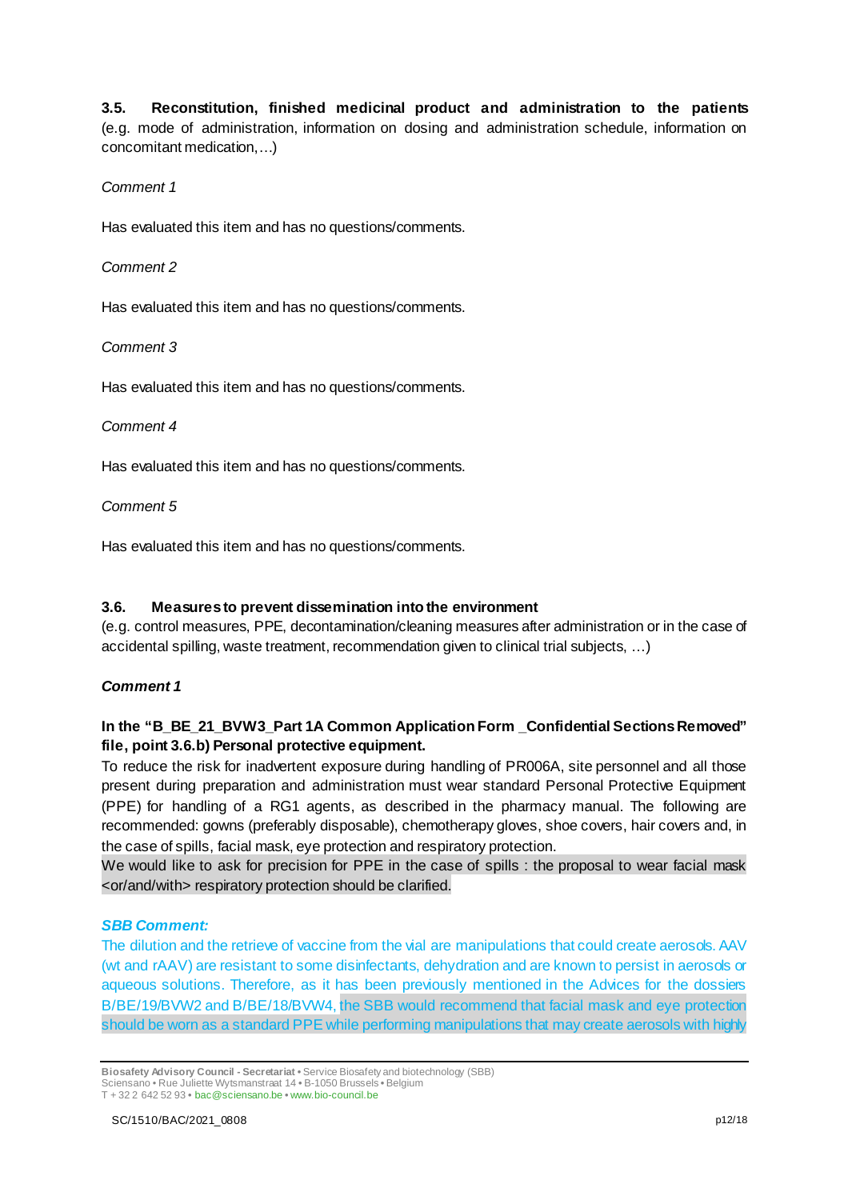### 3.5. Reconstitution, finished medicinal product and administration to the patients

(e.g. mode of administration, information on dosing and administration schedule, information on concomitant medication,…)

*Comment 1*

Has evaluated this item and has no questions/comments.

*Comment 2*

Has evaluated this item and has no questions/comments.

*Comment 3*

Has evaluated this item and has no questions/comments.

*Comment 4*

Has evaluated this item and has no questions/comments.

*Comment 5*

Has evaluated this item and has no questions/comments.

### 3.6. Measures to prevent dissemination into the environment

(e.g. control measures, PPE, decontamination/cleaning measures after administration or in the case of accidental spilling, waste treatment, recommendation given to clinical trial subjects, …)

***Comment 1***

**In the "B_BE_21_BVW3_Part 1A Common Application Form _Confidential Sections Removed" file, point 3.6.b) Personal protective equipment.**

To reduce the risk for inadvertent exposure during handling of PR006A, site personnel and all those present during preparation and administration must wear standard Personal Protective Equipment (PPE) for handling of a RG1 agents, as described in the pharmacy manual. The following are recommended: gowns (preferably disposable), chemotherapy gloves, shoe covers, hair covers and, in the case of spills, facial mask, eye protection and respiratory protection.

We would like to ask for precision for PPE in the case of spills : the proposal to wear facial mask <or/and/with> respiratory protection should be clarified.

***SBB Comment:***

The dilution and the retrieve of vaccine from the vial are manipulations that could create aerosols. AAV (wt and rAAV) are resistant to some disinfectants, dehydration and are known to persist in aerosols or aqueous solutions. Therefore, as it has been previously mentioned in the Advices for the dossiers B/BE/19/BVW2 and B/BE/18/BVW4, the SBB would recommend that facial mask and eye protection should be worn as a standard PPE while performing manipulations that may create aerosols with highly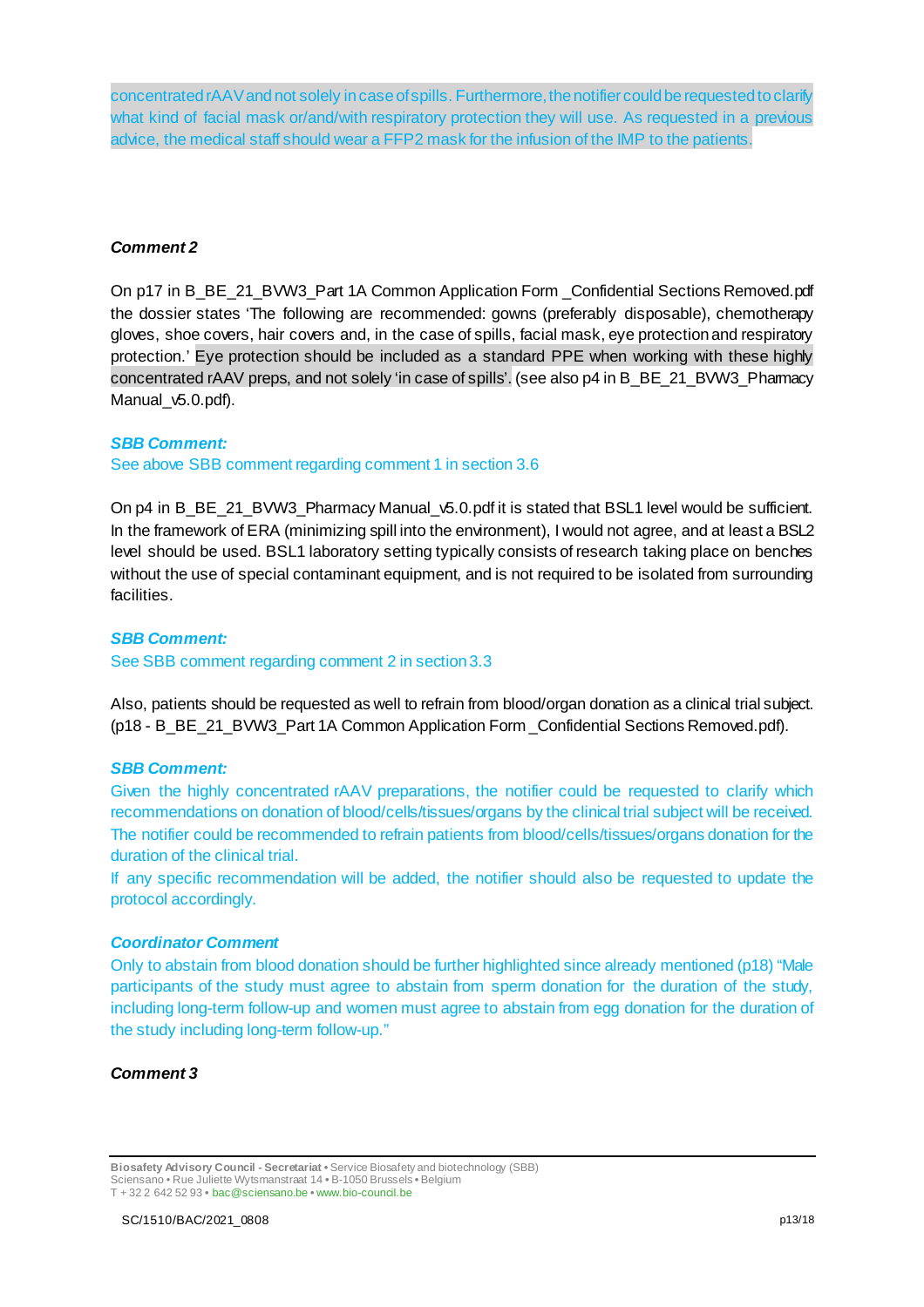concentrated rAAV and not solely in case of spills. Furthermore, the notifier could be requested to clarify what kind of facial mask or/and/with respiratory protection they will use. As requested in a previous advice, the medical staff should wear a FFP2 mask for the infusion of the IMP to the patients.

***Comment 2***

On p17 in B_BE_21_BVW3_Part 1A Common Application Form _Confidential Sections Removed.pdf the dossier states 'The following are recommended: gowns (preferably disposable), chemotherapy gloves, shoe covers, hair covers and, in the case of spills, facial mask, eye protection and respiratory protection.' Eye protection should be included as a standard PPE when working with these highly concentrated rAAV preps, and not solely 'in case of spills'. (see also p4 in B_BE_21_BVW3_Pharmacy Manual_v5.0.pdf).

***SBB Comment:***

See above SBB comment regarding comment 1 in section 3.6

On p4 in B_BE_21_BVW3_Pharmacy Manual_v5.0.pdf it is stated that BSL1 level would be sufficient. In the framework of ERA (minimizing spill into the environment), I would not agree, and at least a BSL2 level should be used. BSL1 laboratory setting typically consists of research taking place on benches without the use of special contaminant equipment, and is not required to be isolated from surrounding facilities.

***SBB Comment:***

See SBB comment regarding comment 2 in section 3.3

Also, patients should be requested as well to refrain from blood/organ donation as a clinical trial subject. (p18 - B_BE_21_BVW3_Part 1A Common Application Form _Confidential Sections Removed.pdf).

***SBB Comment:***

Given the highly concentrated rAAV preparations, the notifier could be requested to clarify which recommendations on donation of blood/cells/tissues/organs by the clinical trial subject will be received. The notifier could be recommended to refrain patients from blood/cells/tissues/organs donation for the duration of the clinical trial.

If any specific recommendation will be added, the notifier should also be requested to update the protocol accordingly.

***Coordinator Comment***

Only to abstain from blood donation should be further highlighted since already mentioned (p18) "Male participants of the study must agree to abstain from sperm donation for the duration of the study, including long-term follow-up and women must agree to abstain from egg donation for the duration of the study including long-term follow-up."

***Comment 3***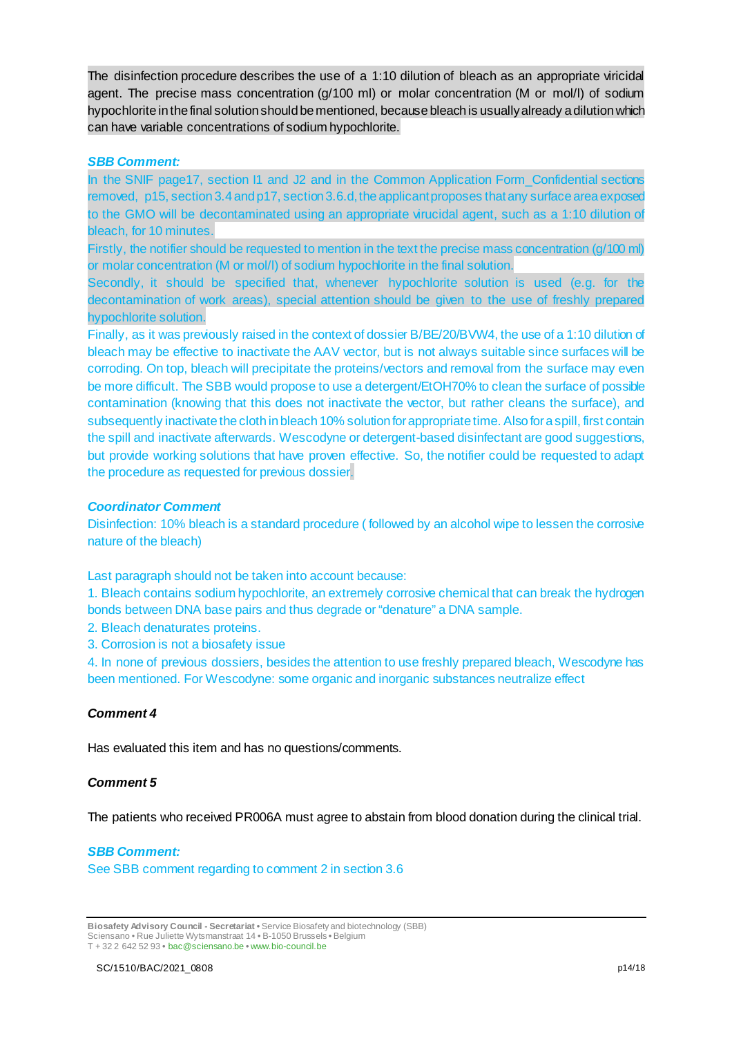The disinfection procedure describes the use of a 1:10 dilution of bleach as an appropriate viricidal agent. The precise mass concentration (g/100 ml) or molar concentration (M or mol/l) of sodium hypochlorite in the final solution should be mentioned, because bleach is usually already a dilution which can have variable concentrations of sodium hypochlorite.

***SBB Comment:***

In the SNIF page17, section I1 and J2 and in the Common Application Form_Confidential sections removed, p15, section 3.4 and p17, section 3.6.d, the applicant proposes that any surface area exposed to the GMO will be decontaminated using an appropriate virucidal agent, such as a 1:10 dilution of bleach, for 10 minutes.

Firstly, the notifier should be requested to mention in the text the precise mass concentration (g/100 ml) or molar concentration (M or mol/l) of sodium hypochlorite in the final solution.

Secondly, it should be specified that, whenever hypochlorite solution is used (e.g. for the decontamination of work areas), special attention should be given to the use of freshly prepared hypochlorite solution.

Finally, as it was previously raised in the context of dossier B/BE/20/BVW4, the use of a 1:10 dilution of bleach may be effective to inactivate the AAV vector, but is not always suitable since surfaces will be corroding. On top, bleach will precipitate the proteins/vectors and removal from the surface may even be more difficult. The SBB would propose to use a detergent/EtOH70% to clean the surface of possible contamination (knowing that this does not inactivate the vector, but rather cleans the surface), and subsequently inactivate the cloth in bleach 10% solution for appropriate time. Also for a spill, first contain the spill and inactivate afterwards. Wescodyne or detergent-based disinfectant are good suggestions, but provide working solutions that have proven effective. So, the notifier could be requested to adapt the procedure as requested for previous dossier.

***Coordinator Comment***

Disinfection: 10% bleach is a standard procedure ( followed by an alcohol wipe to lessen the corrosive nature of the bleach)

Last paragraph should not be taken into account because:

1. Bleach contains sodium hypochlorite, an extremely corrosive chemical that can break the hydrogen bonds between DNA base pairs and thus degrade or "denature" a DNA sample.
2. Bleach denatures proteins.
3. Corrosion is not a biosafety issue
4. In none of previous dossiers, besides the attention to use freshly prepared bleach, Wescodyne has been mentioned. For Wescodyne: some organic and inorganic substances neutralize effect

***Comment 4***

Has evaluated this item and has no questions/comments.

***Comment 5***

The patients who received PR006A must agree to abstain from blood donation during the clinical trial.

***SBB Comment:***

See SBB comment regarding to comment 2 in section 3.6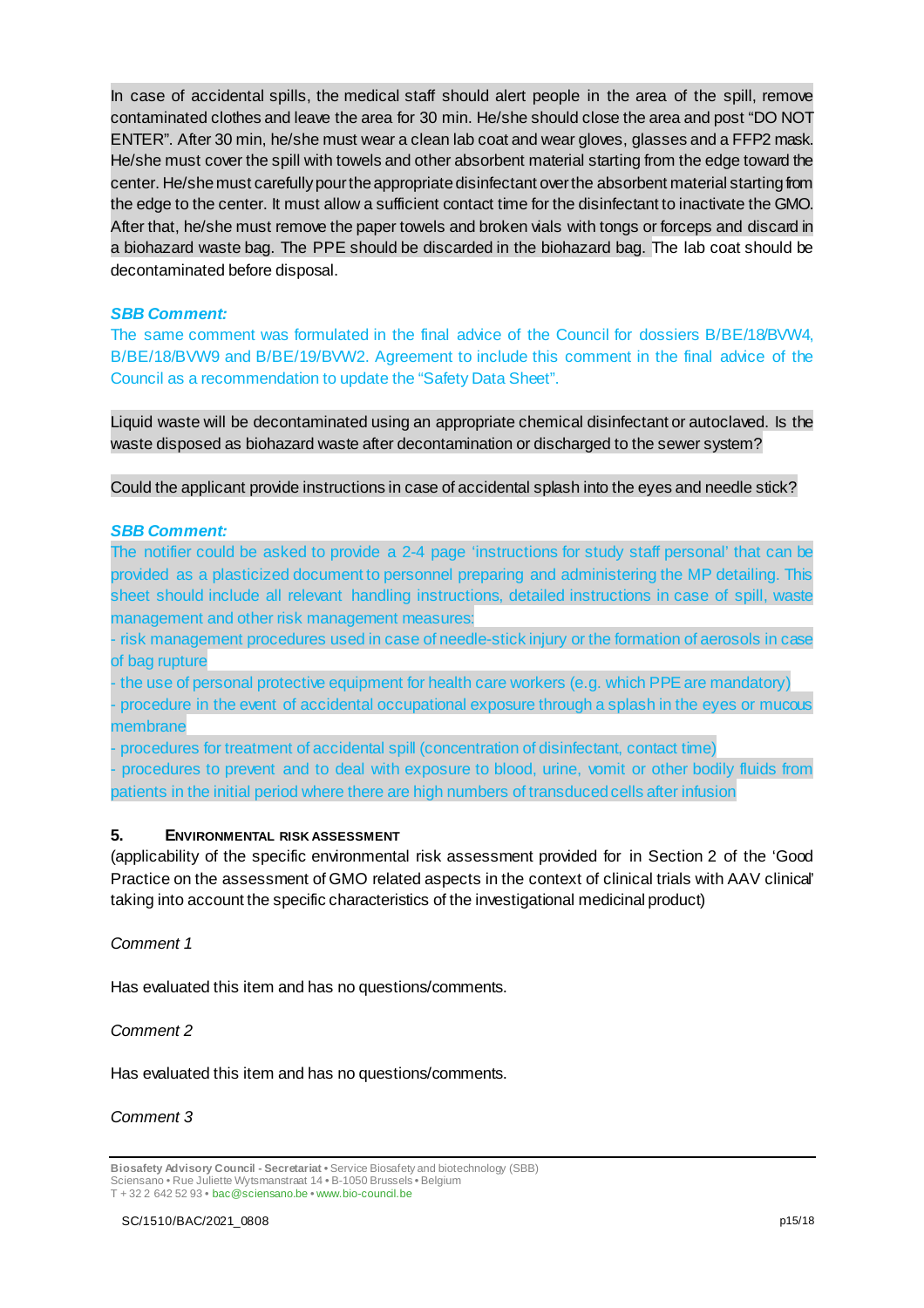In case of accidental spills, the medical staff should alert people in the area of the spill, remove contaminated clothes and leave the area for 30 min. He/she should close the area and post "DO NOT ENTER". After 30 min, he/she must wear a clean lab coat and wear gloves, glasses and a FFP2 mask. He/she must cover the spill with towels and other absorbent material starting from the edge toward the center. He/she must carefully pour the appropriate disinfectant over the absorbent material starting from the edge to the center. It must allow a sufficient contact time for the disinfectant to inactivate the GMO. After that, he/she must remove the paper towels and broken vials with tongs or forceps and discard in a biohazard waste bag. The PPE should be discarded in the biohazard bag. The lab coat should be decontaminated before disposal.

***SBB Comment:***

The same comment was formulated in the final advice of the Council for dossiers B/BE/18/BVW4, B/BE/18/BVW9 and B/BE/19/BVW2. Agreement to include this comment in the final advice of the Council as a recommendation to update the "Safety Data Sheet".

Liquid waste will be decontaminated using an appropriate chemical disinfectant or autoclaved. Is the waste disposed as biohazard waste after decontamination or discharged to the sewer system?

Could the applicant provide instructions in case of accidental splash into the eyes and needle stick?

***SBB Comment:***

The notifier could be asked to provide a 2-4 page 'instructions for study staff personal' that can be provided as a plasticized document to personnel preparing and administering the MP detailing. This sheet should include all relevant handling instructions, detailed instructions in case of spill, waste management and other risk management measures:

- risk management procedures used in case of needle-stick injury or the formation of aerosols in case of bag rupture
- the use of personal protective equipment for health care workers (e.g. which PPE are mandatory)
- procedure in the event of accidental occupational exposure through a splash in the eyes or mucous membrane
- procedures for treatment of accidental spill (concentration of disinfectant, contact time)
- procedures to prevent and to deal with exposure to blood, urine, vomit or other bodily fluids from patients in the initial period where there are high numbers of transduced cells after infusion

## 5. ENVIRONMENTAL RISK ASSESSMENT

(applicability of the specific environmental risk assessment provided for in Section 2 of the 'Good Practice on the assessment of GMO related aspects in the context of clinical trials with AAV clinical' taking into account the specific characteristics of the investigational medicinal product)

*Comment 1*

Has evaluated this item and has no questions/comments.

*Comment 2*

Has evaluated this item and has no questions/comments.

*Comment 3*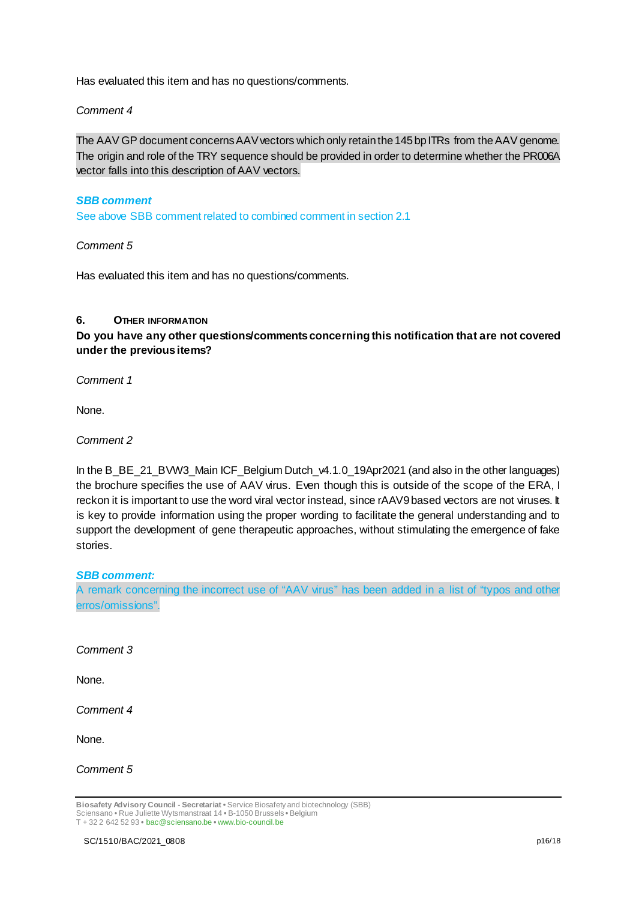Has evaluated this item and has no questions/comments.

*Comment 4*

The AAV GP document concerns AAV vectors which only retain the 145 bp ITRs from the AAV genome. The origin and role of the TRY sequence should be provided in order to determine whether the PR006A vector falls into this description of AAV vectors.

***SBB comment***

See above SBB comment related to combined comment in section 2.1

*Comment 5*

Has evaluated this item and has no questions/comments.

## 6. OTHER INFORMATION

**Do you have any other questions/comments concerning this notification that are not covered under the previous items?**

*Comment 1*

None.

*Comment 2*

In the B_BE_21_BVW3_Main ICF_Belgium Dutch_v4.1.0_19Apr2021 (and also in the other languages) the brochure specifies the use of AAV virus. Even though this is outside of the scope of the ERA, I reckon it is important to use the word viral vector instead, since rAAV9 based vectors are not viruses. It is key to provide information using the proper wording to facilitate the general understanding and to support the development of gene therapeutic approaches, without stimulating the emergence of fake stories.

***SBB comment:***

A remark concerning the incorrect use of "AAV virus" has been added in a list of "typos and other erros/omissions".

*Comment 3*

None.

*Comment 4*

None.

*Comment 5*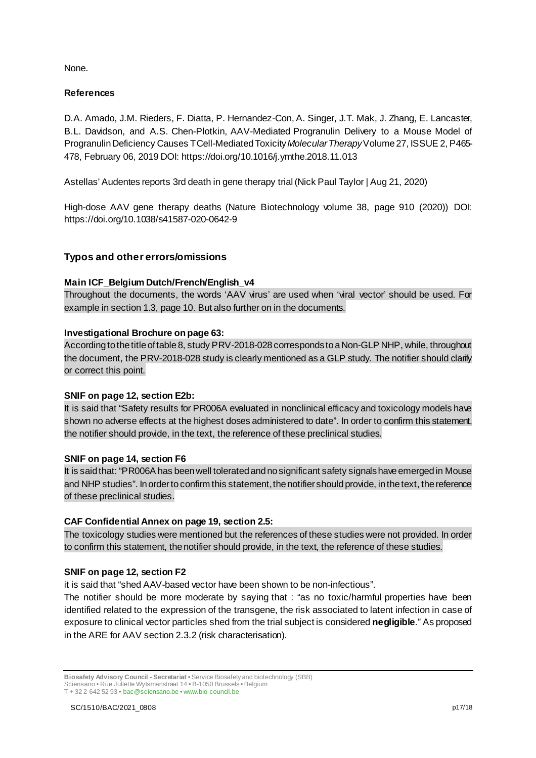None.

**References**

D.A. Amado, J.M. Rieders, F. Diatta, P. Hernandez-Con, A. Singer, J.T. Mak, J. Zhang, E. Lancaster, B.L. Davidson, and A.S. Chen-Plotkin, AAV-Mediated Progranulin Delivery to a Mouse Model of Progranulin Deficiency Causes T Cell-Mediated Toxicity *Molecular Therapy* Volume 27, ISSUE 2, P465-478, February 06, 2019 DOI: https://doi.org/10.1016/j.ymthe.2018.11.013

Astellas' Audentes reports 3rd death in gene therapy trial (Nick Paul Taylor | Aug 21, 2020)

High-dose AAV gene therapy deaths (Nature Biotechnology volume 38, page 910 (2020)) DOI: https://doi.org/10.1038/s41587-020-0642-9

## Typos and other errors/omissions

**Main ICF_Belgium Dutch/French/English_v4**

Throughout the documents, the words 'AAV virus' are used when 'viral vector' should be used. For example in section 1.3, page 10. But also further on in the documents.

**Investigational Brochure on page 63:**

According to the title of table 8, study PRV-2018-028 corresponds to a Non-GLP NHP, while, throughout the document, the PRV-2018-028 study is clearly mentioned as a GLP study. The notifier should clarify or correct this point.

**SNIF on page 12, section E2b:**

It is said that "Safety results for PR006A evaluated in nonclinical efficacy and toxicology models have shown no adverse effects at the highest doses administered to date". In order to confirm this statement, the notifier should provide, in the text, the reference of these preclinical studies.

**SNIF on page 14, section F6**

It is said that: "PR006A has been well tolerated and no significant safety signals have emerged in Mouse and NHP studies". In order to confirm this statement, the notifier should provide, in the text, the reference of these preclinical studies.

**CAF Confidential Annex on page 19, section 2.5:**

The toxicology studies were mentioned but the references of these studies were not provided. In order to confirm this statement, the notifier should provide, in the text, the reference of these studies.

**SNIF on page 12, section F2**

it is said that "shed AAV-based vector have been shown to be non-infectious".

The notifier should be more moderate by saying that : "as no toxic/harmful properties have been identified related to the expression of the transgene, the risk associated to latent infection in case of exposure to clinical vector particles shed from the trial subject is considered **negligible**." As proposed in the ARE for AAV section 2.3.2 (risk characterisation).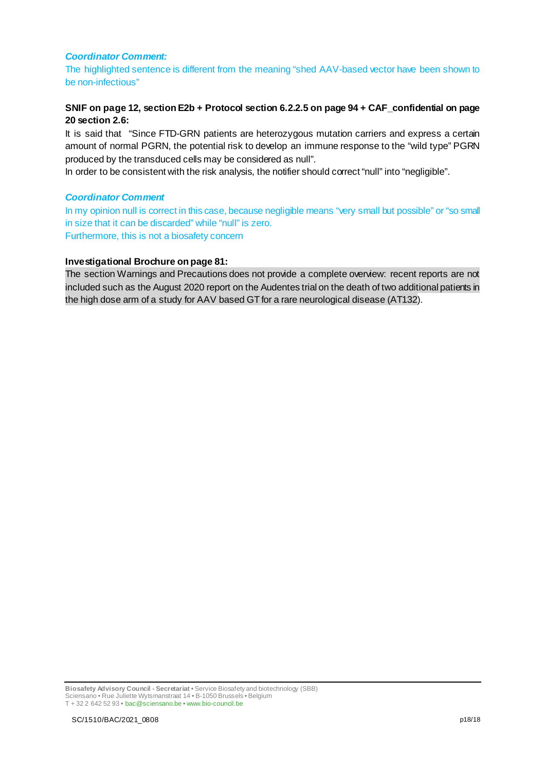***Coordinator Comment:***

The highlighted sentence is different from the meaning "shed AAV-based vector have been shown to be non-infectious"

**SNIF on page 12, section E2b + Protocol section 6.2.2.5 on page 94 + CAF_confidential on page 20 section 2.6:**

It is said that "Since FTD-GRN patients are heterozygous mutation carriers and express a certain amount of normal PGRN, the potential risk to develop an immune response to the "wild type" PGRN produced by the transduced cells may be considered as null".

In order to be consistent with the risk analysis, the notifier should correct "null" into "negligible".

***Coordinator Comment***

In my opinion null is correct in this case, because negligible means "very small but possible" or "so small in size that it can be discarded" while "null" is zero.

Furthermore, this is not a biosafety concern

**Investigational Brochure on page 81:**

The section Warnings and Precautions does not provide a complete overview: recent reports are not included such as the August 2020 report on the Audentes trial on the death of two additional patients in the high dose arm of a study for AAV based GT for a rare neurological disease (AT132).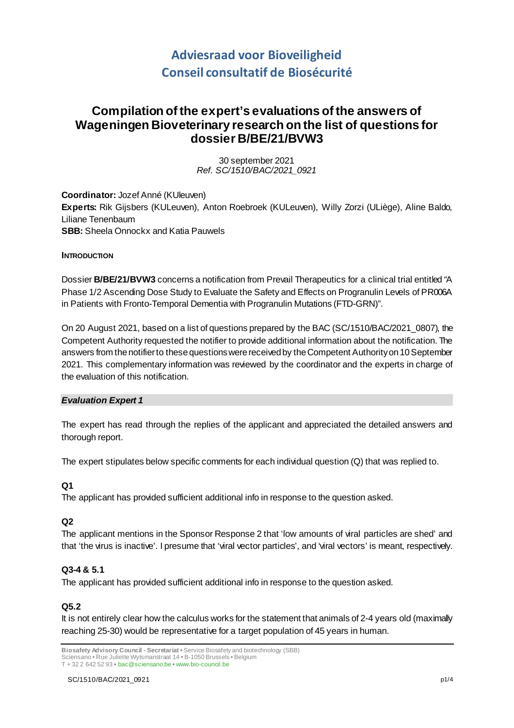# Adviesraad voor Bioveiligheid
# Conseil consultatif de Biosécurité

## Compilation of the expert's evaluations of the answers of Wageningen Bioveterinary research on the list of questions for dossier B/BE/21/BVW3

30 september 2021
*Ref. SC/1510/BAC/2021_0921*

**Coordinator:** Jozef Anné (KUleuven)
**Experts:** Rik Gijsbers (KULeuven), Anton Roebroek (KULeuven), Willy Zorzi (ULiège), Aline Baldo, Liliane Tenenbaum
**SBB:** Sheela Onnockx and Katia Pauwels

**INTRODUCTION**

Dossier **B/BE/21/BVW3** concerns a notification from Prevail Therapeutics for a clinical trial entitled "A Phase 1/2 Ascending Dose Study to Evaluate the Safety and Effects on Progranulin Levels of PR006A in Patients with Fronto-Temporal Dementia with Progranulin Mutations (FTD-GRN)".

On 20 August 2021, based on a list of questions prepared by the BAC (SC/1510/BAC/2021_0807), the Competent Authority requested the notifier to provide additional information about the notification. The answers from the notifier to these questions were received by the Competent Authority on 10 September 2021. This complementary information was reviewed by the coordinator and the experts in charge of the evaluation of this notification.

### *Evaluation Expert 1*

The expert has read through the replies of the applicant and appreciated the detailed answers and thorough report.

The expert stipulates below specific comments for each individual question (Q) that was replied to.

**Q1**
The applicant has provided sufficient additional info in response to the question asked.

**Q2**
The applicant mentions in the Sponsor Response 2 that 'low amounts of viral particles are shed' and that 'the virus is inactive'. I presume that 'viral vector particles', and 'viral vectors' is meant, respectively.

**Q3-4 & 5.1**
The applicant has provided sufficient additional info in response to the question asked.

**Q5.2**
It is not entirely clear how the calculus works for the statement that animals of 2-4 years old (maximally reaching 25-30) would be representative for a target population of 45 years in human.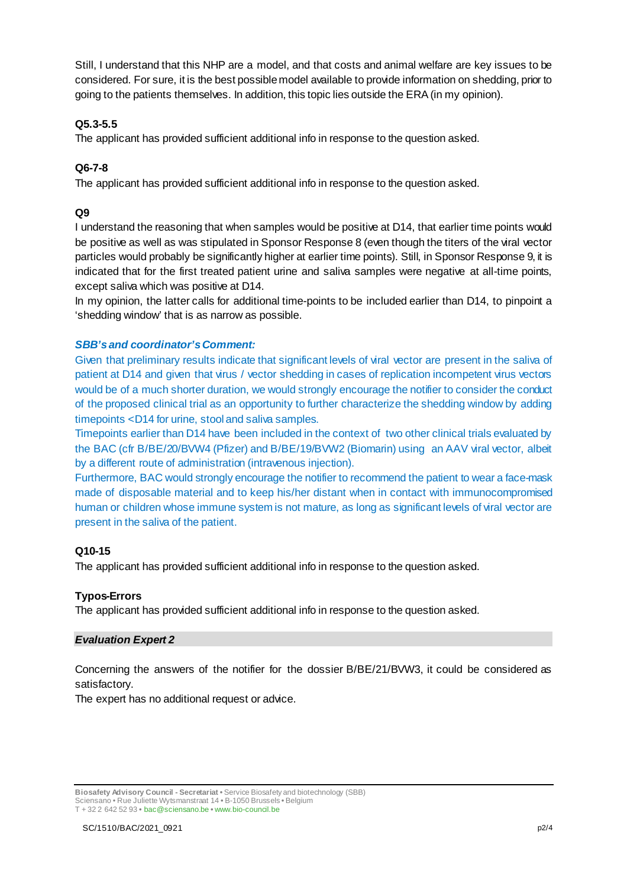Still, I understand that this NHP are a model, and that costs and animal welfare are key issues to be considered. For sure, it is the best possible model available to provide information on shedding, prior to going to the patients themselves. In addition, this topic lies outside the ERA (in my opinion).

**Q5.3-5.5**

The applicant has provided sufficient additional info in response to the question asked.

**Q6-7-8**

The applicant has provided sufficient additional info in response to the question asked.

**Q9**

I understand the reasoning that when samples would be positive at D14, that earlier time points would be positive as well as was stipulated in Sponsor Response 8 (even though the titers of the viral vector particles would probably be significantly higher at earlier time points). Still, in Sponsor Response 9, it is indicated that for the first treated patient urine and saliva samples were negative at all-time points, except saliva which was positive at D14.

In my opinion, the latter calls for additional time-points to be included earlier than D14, to pinpoint a 'shedding window' that is as narrow as possible.

***SBB's and coordinator's Comment:***

Given that preliminary results indicate that significant levels of viral vector are present in the saliva of patient at D14 and given that virus / vector shedding in cases of replication incompetent virus vectors would be of a much shorter duration, we would strongly encourage the notifier to consider the conduct of the proposed clinical trial as an opportunity to further characterize the shedding window by adding timepoints <D14 for urine, stool and saliva samples.

Timepoints earlier than D14 have been included in the context of two other clinical trials evaluated by the BAC (cfr B/BE/20/BVW4 (Pfizer) and B/BE/19/BVW2 (Biomarin) using an AAV viral vector, albeit by a different route of administration (intravenous injection).

Furthermore, BAC would strongly encourage the notifier to recommend the patient to wear a face-mask made of disposable material and to keep his/her distant when in contact with immunocompromised human or children whose immune system is not mature, as long as significant levels of viral vector are present in the saliva of the patient.

**Q10-15**

The applicant has provided sufficient additional info in response to the question asked.

**Typos-Errors**

The applicant has provided sufficient additional info in response to the question asked.

***Evaluation Expert 2***

Concerning the answers of the notifier for the dossier B/BE/21/BVW3, it could be considered as satisfactory.

The expert has no additional request or advice.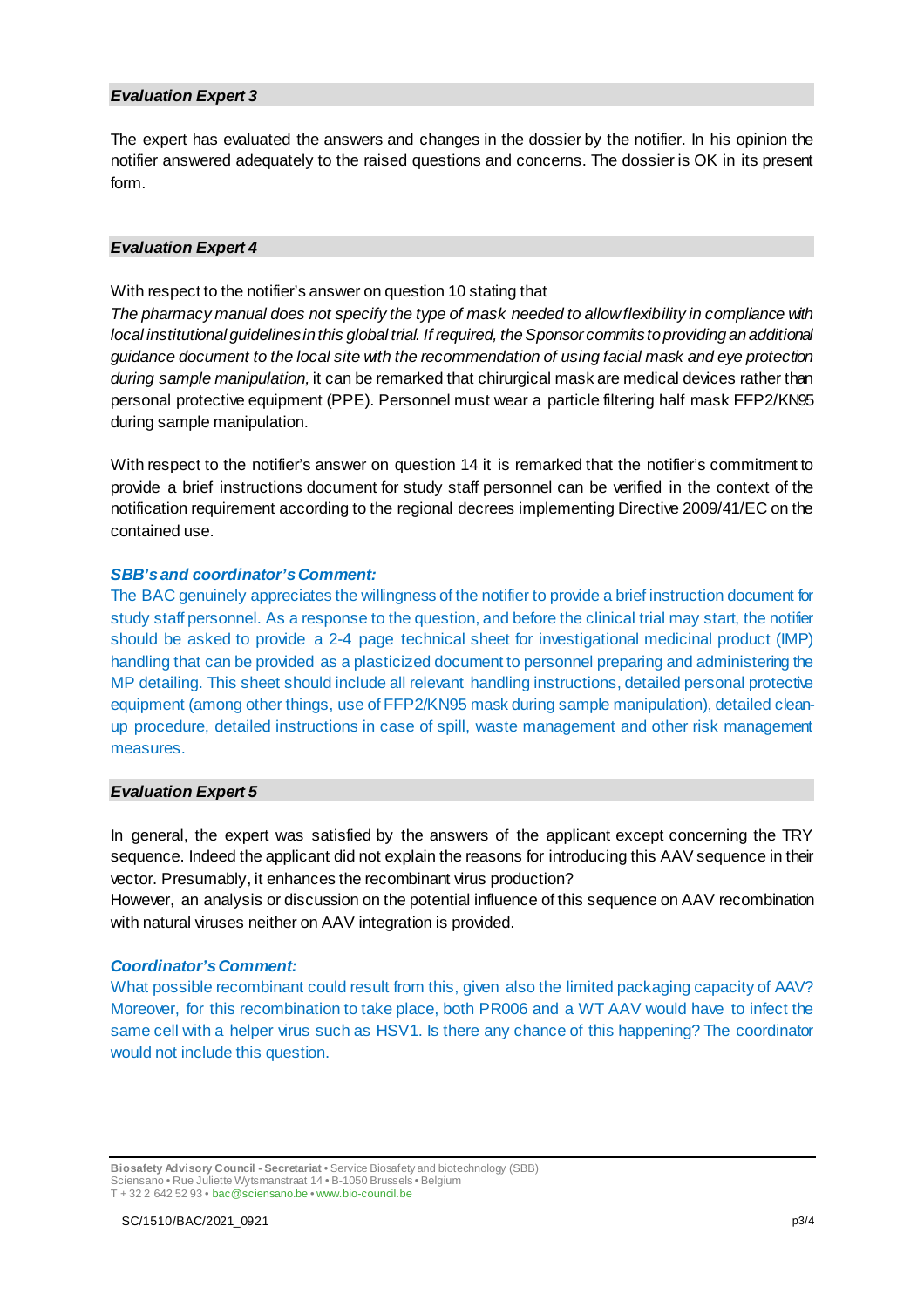### *Evaluation Expert 3*

The expert has evaluated the answers and changes in the dossier by the notifier. In his opinion the notifier answered adequately to the raised questions and concerns. The dossier is OK in its present form.

### *Evaluation Expert 4*

With respect to the notifier's answer on question 10 stating that
*The pharmacy manual does not specify the type of mask needed to allow flexibility in compliance with local institutional guidelines in this global trial. If required, the Sponsor commits to providing an additional guidance document to the local site with the recommendation of using facial mask and eye protection during sample manipulation,* it can be remarked that chirurgical mask are medical devices rather than personal protective equipment (PPE). Personnel must wear a particle filtering half mask FFP2/KN95 during sample manipulation.

With respect to the notifier's answer on question 14 it is remarked that the notifier's commitment to provide a brief instructions document for study staff personnel can be verified in the context of the notification requirement according to the regional decrees implementing Directive 2009/41/EC on the contained use.

***SBB's and coordinator's Comment:***

The BAC genuinely appreciates the willingness of the notifier to provide a brief instruction document for study staff personnel. As a response to the question, and before the clinical trial may start, the notifier should be asked to provide a 2-4 page technical sheet for investigational medicinal product (IMP) handling that can be provided as a plasticized document to personnel preparing and administering the MP detailing. This sheet should include all relevant handling instructions, detailed personal protective equipment (among other things, use of FFP2/KN95 mask during sample manipulation), detailed clean-up procedure, detailed instructions in case of spill, waste management and other risk management measures.

### *Evaluation Expert 5*

In general, the expert was satisfied by the answers of the applicant except concerning the TRY sequence. Indeed the applicant did not explain the reasons for introducing this AAV sequence in their vector. Presumably, it enhances the recombinant virus production?
However, an analysis or discussion on the potential influence of this sequence on AAV recombination with natural viruses neither on AAV integration is provided.

***Coordinator's Comment:***

What possible recombinant could result from this, given also the limited packaging capacity of AAV? Moreover, for this recombination to take place, both PR006 and a WT AAV would have to infect the same cell with a helper virus such as HSV1. Is there any chance of this happening? The coordinator would not include this question.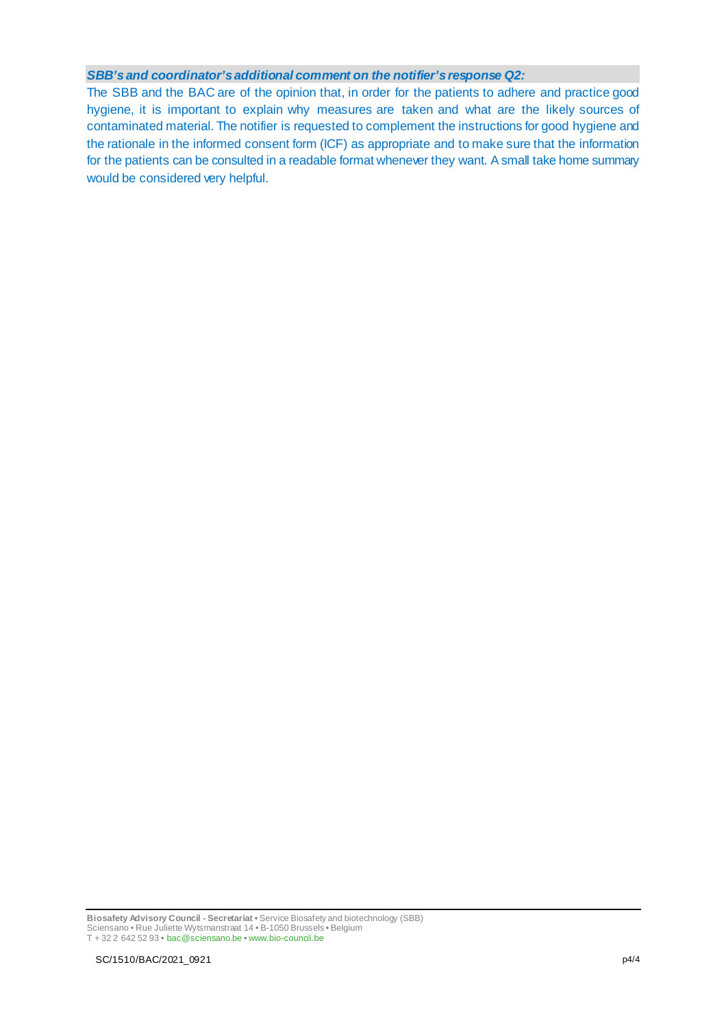***SBB's and coordinator's additional comment on the notifier's response Q2:***

The SBB and the BAC are of the opinion that, in order for the patients to adhere and practice good hygiene, it is important to explain why measures are taken and what are the likely sources of contaminated material. The notifier is requested to complement the instructions for good hygiene and the rationale in the informed consent form (ICF) as appropriate and to make sure that the information for the patients can be consulted in a readable format whenever they want. A small take home summary would be considered very helpful.